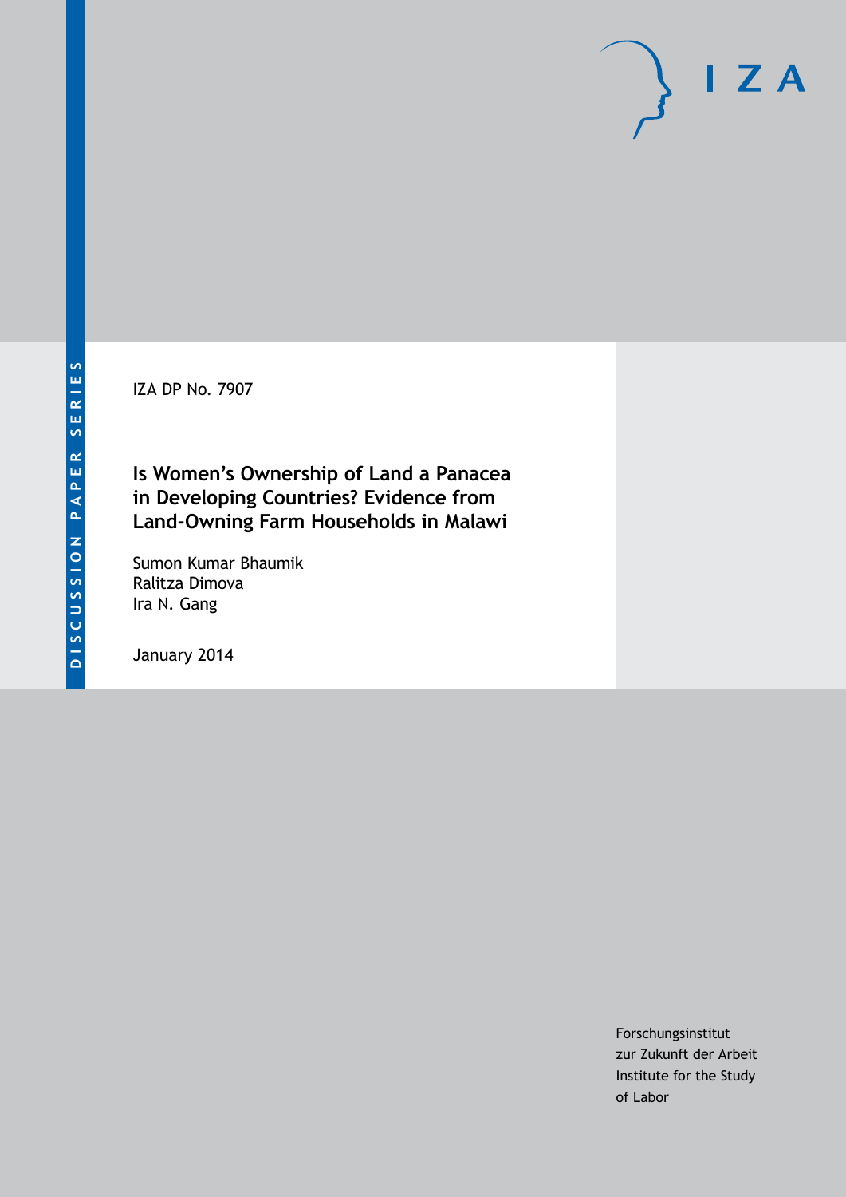DISCUSSION PAPER SERIES

IZA DP No. 7907

# Is Women's Ownership of Land a Panacea in Developing Countries? Evidence from Land-Owning Farm Households in Malawi

Sumon Kumar Bhaumik
Ralitza Dimova
Ira N. Gang

January 2014

Forschungsinstitut
zur Zukunft der Arbeit
Institute for the Study
of Labor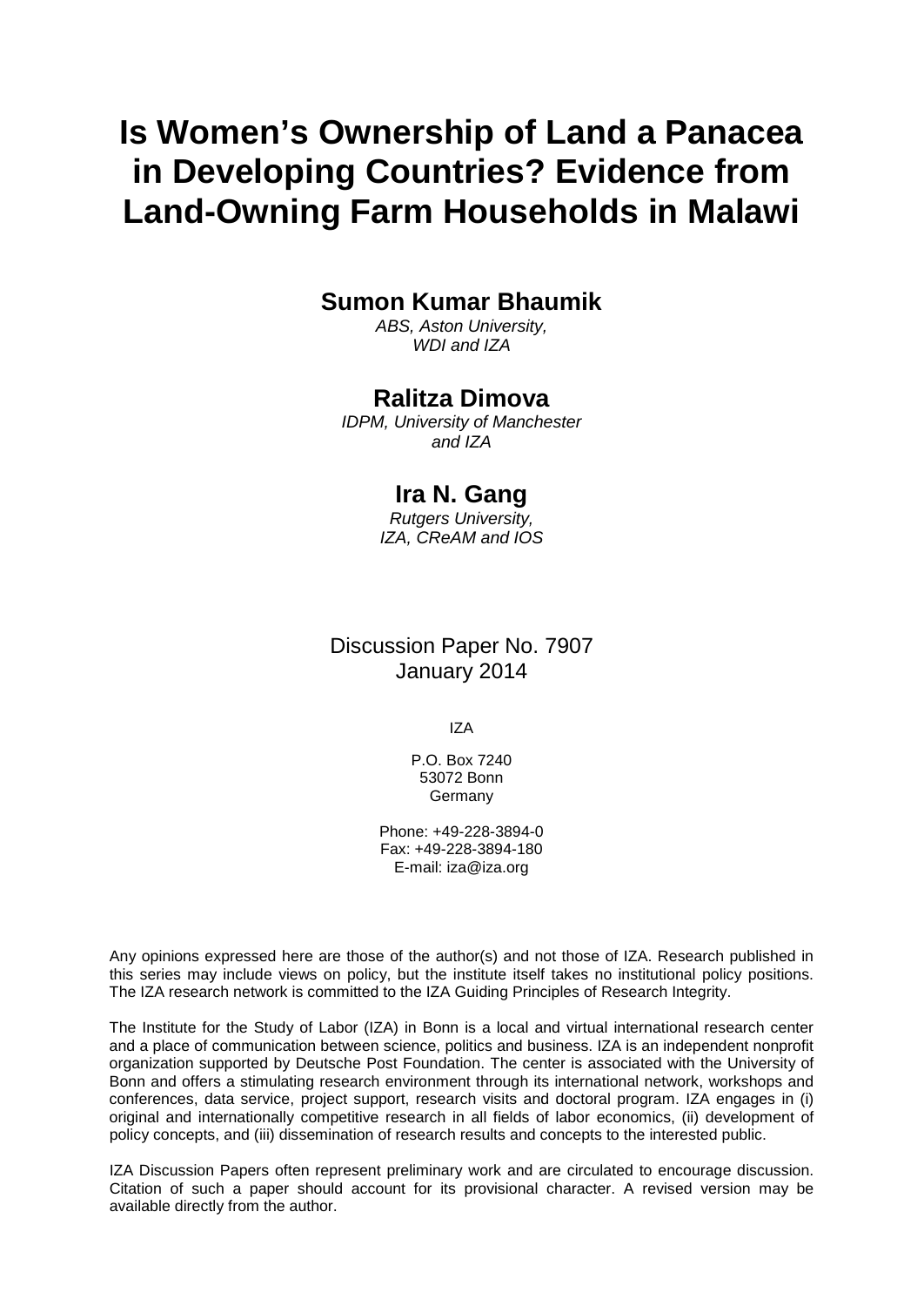# Is Women's Ownership of Land a Panacea in Developing Countries? Evidence from Land-Owning Farm Households in Malawi

**Sumon Kumar Bhaumik**

*ABS, Aston University, WDI and IZA*

**Ralitza Dimova**

*IDPM, University of Manchester and IZA*

**Ira N. Gang**

*Rutgers University, IZA, CReAM and IOS*

Discussion Paper No. 7907
January 2014

IZA

P.O. Box 7240
53072 Bonn
Germany

Phone: +49-228-3894-0
Fax: +49-228-3894-180
E-mail: iza@iza.org

Any opinions expressed here are those of the author(s) and not those of IZA. Research published in this series may include views on policy, but the institute itself takes no institutional policy positions. The IZA research network is committed to the IZA Guiding Principles of Research Integrity.

The Institute for the Study of Labor (IZA) in Bonn is a local and virtual international research center and a place of communication between science, politics and business. IZA is an independent nonprofit organization supported by Deutsche Post Foundation. The center is associated with the University of Bonn and offers a stimulating research environment through its international network, workshops and conferences, data service, project support, research visits and doctoral program. IZA engages in (i) original and internationally competitive research in all fields of labor economics, (ii) development of policy concepts, and (iii) dissemination of research results and concepts to the interested public.

IZA Discussion Papers often represent preliminary work and are circulated to encourage discussion. Citation of such a paper should account for its provisional character. A revised version may be available directly from the author.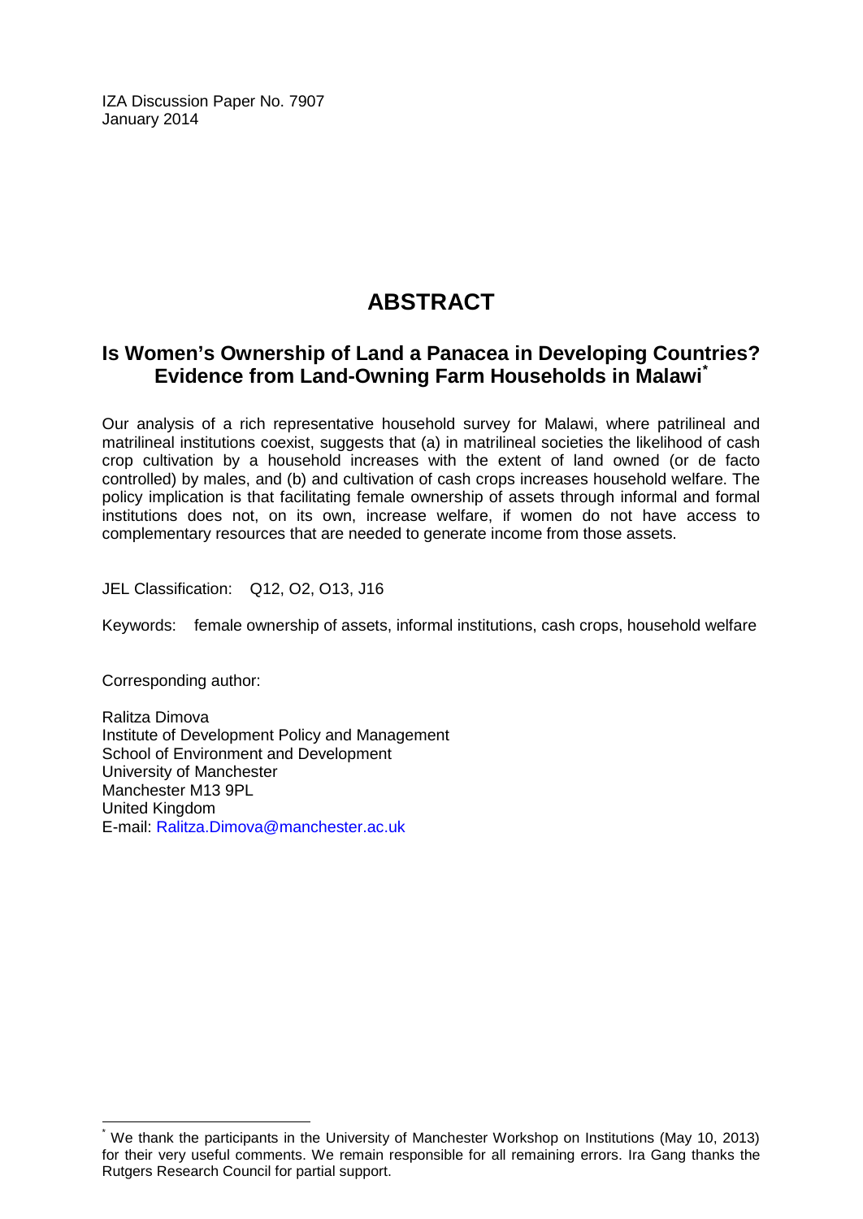IZA Discussion Paper No. 7907  
January 2014

# ABSTRACT

## Is Women's Ownership of Land a Panacea in Developing Countries? Evidence from Land-Owning Farm Households in Malawi*

Our analysis of a rich representative household survey for Malawi, where patrilineal and matrilineal institutions coexist, suggests that (a) in matrilineal societies the likelihood of cash crop cultivation by a household increases with the extent of land owned (or de facto controlled) by males, and (b) and cultivation of cash crops increases household welfare. The policy implication is that facilitating female ownership of assets through informal and formal institutions does not, on its own, increase welfare, if women do not have access to complementary resources that are needed to generate income from those assets.

JEL Classification: Q12, O2, O13, J16

Keywords: female ownership of assets, informal institutions, cash crops, household welfare

Corresponding author:

Ralitza Dimova  
Institute of Development Policy and Management  
School of Environment and Development  
University of Manchester  
Manchester M13 9PL  
United Kingdom  
E-mail: Ralitza.Dimova@manchester.ac.uk

---

* We thank the participants in the University of Manchester Workshop on Institutions (May 10, 2013) for their very useful comments. We remain responsible for all remaining errors. Ira Gang thanks the Rutgers Research Council for partial support.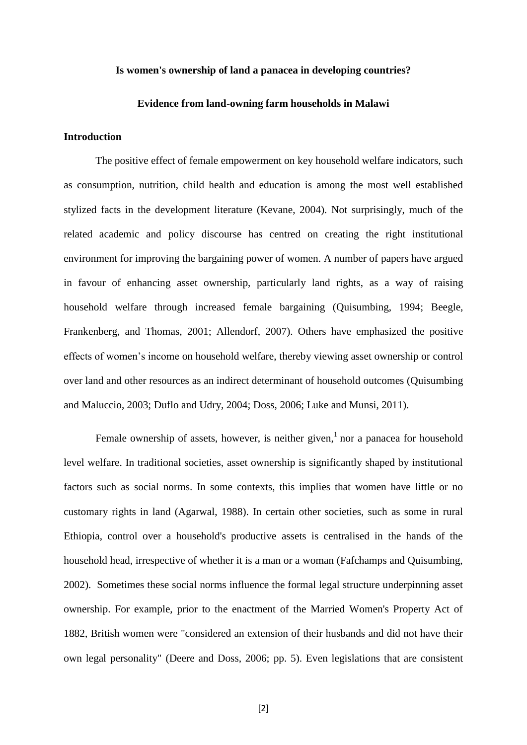**Is women's ownership of land a panacea in developing countries?**

**Evidence from land-owning farm households in Malawi**

## Introduction

The positive effect of female empowerment on key household welfare indicators, such as consumption, nutrition, child health and education is among the most well established stylized facts in the development literature (Kevane, 2004). Not surprisingly, much of the related academic and policy discourse has centred on creating the right institutional environment for improving the bargaining power of women. A number of papers have argued in favour of enhancing asset ownership, particularly land rights, as a way of raising household welfare through increased female bargaining (Quisumbing, 1994; Beegle, Frankenberg, and Thomas, 2001; Allendorf, 2007). Others have emphasized the positive effects of women's income on household welfare, thereby viewing asset ownership or control over land and other resources as an indirect determinant of household outcomes (Quisumbing and Maluccio, 2003; Duflo and Udry, 2004; Doss, 2006; Luke and Munsi, 2011).

Female ownership of assets, however, is neither given,[1] nor a panacea for household level welfare. In traditional societies, asset ownership is significantly shaped by institutional factors such as social norms. In some contexts, this implies that women have little or no customary rights in land (Agarwal, 1988). In certain other societies, such as some in rural Ethiopia, control over a household's productive assets is centralised in the hands of the household head, irrespective of whether it is a man or a woman (Fafchamps and Quisumbing, 2002). Sometimes these social norms influence the formal legal structure underpinning asset ownership. For example, prior to the enactment of the Married Women's Property Act of 1882, British women were "considered an extension of their husbands and did not have their own legal personality" (Deere and Doss, 2006; pp. 5). Even legislations that are consistent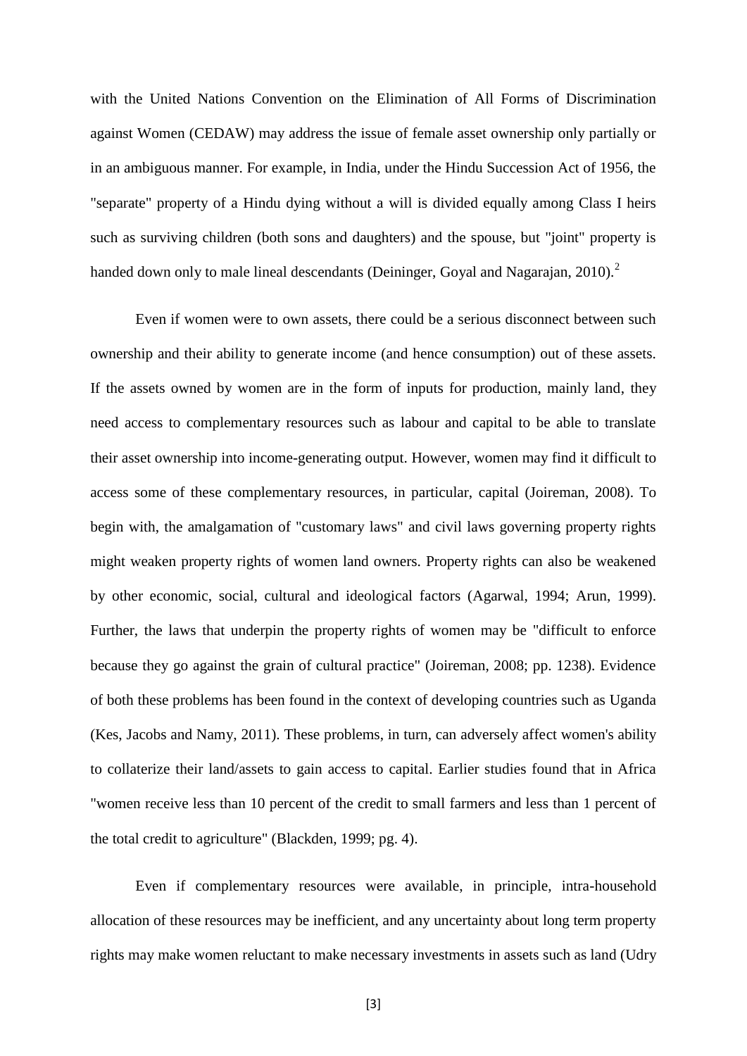with the United Nations Convention on the Elimination of All Forms of Discrimination against Women (CEDAW) may address the issue of female asset ownership only partially or in an ambiguous manner. For example, in India, under the Hindu Succession Act of 1956, the "separate" property of a Hindu dying without a will is divided equally among Class I heirs such as surviving children (both sons and daughters) and the spouse, but "joint" property is handed down only to male lineal descendants (Deininger, Goyal and Nagarajan, 2010).[2]

Even if women were to own assets, there could be a serious disconnect between such ownership and their ability to generate income (and hence consumption) out of these assets. If the assets owned by women are in the form of inputs for production, mainly land, they need access to complementary resources such as labour and capital to be able to translate their asset ownership into income-generating output. However, women may find it difficult to access some of these complementary resources, in particular, capital (Joireman, 2008). To begin with, the amalgamation of "customary laws" and civil laws governing property rights might weaken property rights of women land owners. Property rights can also be weakened by other economic, social, cultural and ideological factors (Agarwal, 1994; Arun, 1999). Further, the laws that underpin the property rights of women may be "difficult to enforce because they go against the grain of cultural practice" (Joireman, 2008; pp. 1238). Evidence of both these problems has been found in the context of developing countries such as Uganda (Kes, Jacobs and Namy, 2011). These problems, in turn, can adversely affect women's ability to collaterize their land/assets to gain access to capital. Earlier studies found that in Africa "women receive less than 10 percent of the credit to small farmers and less than 1 percent of the total credit to agriculture" (Blackden, 1999; pg. 4).

Even if complementary resources were available, in principle, intra-household allocation of these resources may be inefficient, and any uncertainty about long term property rights may make women reluctant to make necessary investments in assets such as land (Udry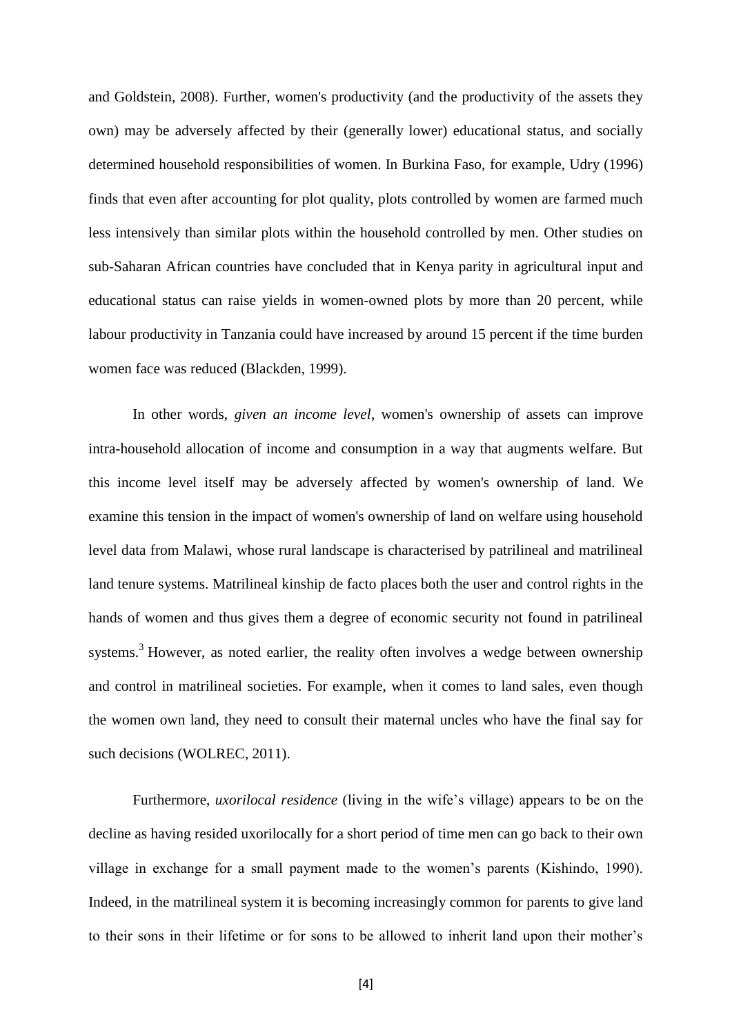and Goldstein, 2008). Further, women's productivity (and the productivity of the assets they own) may be adversely affected by their (generally lower) educational status, and socially determined household responsibilities of women. In Burkina Faso, for example, Udry (1996) finds that even after accounting for plot quality, plots controlled by women are farmed much less intensively than similar plots within the household controlled by men. Other studies on sub-Saharan African countries have concluded that in Kenya parity in agricultural input and educational status can raise yields in women-owned plots by more than 20 percent, while labour productivity in Tanzania could have increased by around 15 percent if the time burden women face was reduced (Blackden, 1999).

In other words, *given an income level*, women's ownership of assets can improve intra-household allocation of income and consumption in a way that augments welfare. But this income level itself may be adversely affected by women's ownership of land. We examine this tension in the impact of women's ownership of land on welfare using household level data from Malawi, whose rural landscape is characterised by patrilineal and matrilineal land tenure systems. Matrilineal kinship de facto places both the user and control rights in the hands of women and thus gives them a degree of economic security not found in patrilineal systems.[3] However, as noted earlier, the reality often involves a wedge between ownership and control in matrilineal societies. For example, when it comes to land sales, even though the women own land, they need to consult their maternal uncles who have the final say for such decisions (WOLREC, 2011).

Furthermore, *uxorilocal residence* (living in the wife's village) appears to be on the decline as having resided uxorilocally for a short period of time men can go back to their own village in exchange for a small payment made to the women's parents (Kishindo, 1990). Indeed, in the matrilineal system it is becoming increasingly common for parents to give land to their sons in their lifetime or for sons to be allowed to inherit land upon their mother's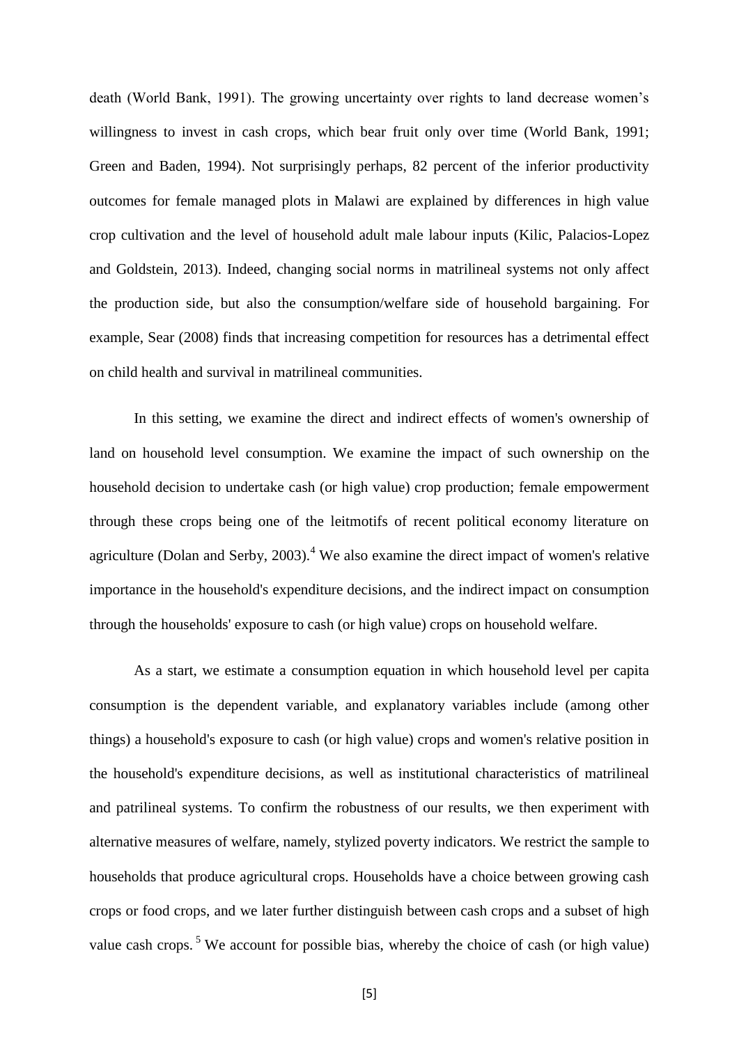death (World Bank, 1991). The growing uncertainty over rights to land decrease women's willingness to invest in cash crops, which bear fruit only over time (World Bank, 1991; Green and Baden, 1994). Not surprisingly perhaps, 82 percent of the inferior productivity outcomes for female managed plots in Malawi are explained by differences in high value crop cultivation and the level of household adult male labour inputs (Kilic, Palacios-Lopez and Goldstein, 2013). Indeed, changing social norms in matrilineal systems not only affect the production side, but also the consumption/welfare side of household bargaining. For example, Sear (2008) finds that increasing competition for resources has a detrimental effect on child health and survival in matrilineal communities.

In this setting, we examine the direct and indirect effects of women's ownership of land on household level consumption. We examine the impact of such ownership on the household decision to undertake cash (or high value) crop production; female empowerment through these crops being one of the leitmotifs of recent political economy literature on agriculture (Dolan and Serby, 2003).[4] We also examine the direct impact of women's relative importance in the household's expenditure decisions, and the indirect impact on consumption through the households' exposure to cash (or high value) crops on household welfare.

As a start, we estimate a consumption equation in which household level per capita consumption is the dependent variable, and explanatory variables include (among other things) a household's exposure to cash (or high value) crops and women's relative position in the household's expenditure decisions, as well as institutional characteristics of matrilineal and patrilineal systems. To confirm the robustness of our results, we then experiment with alternative measures of welfare, namely, stylized poverty indicators. We restrict the sample to households that produce agricultural crops. Households have a choice between growing cash crops or food crops, and we later further distinguish between cash crops and a subset of high value cash crops.[5] We account for possible bias, whereby the choice of cash (or high value)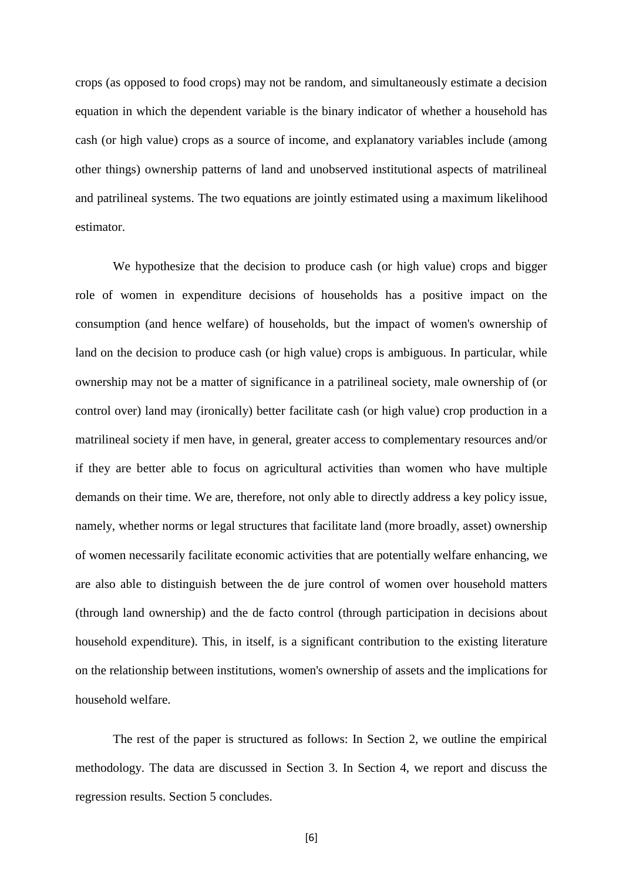crops (as opposed to food crops) may not be random, and simultaneously estimate a decision equation in which the dependent variable is the binary indicator of whether a household has cash (or high value) crops as a source of income, and explanatory variables include (among other things) ownership patterns of land and unobserved institutional aspects of matrilineal and patrilineal systems. The two equations are jointly estimated using a maximum likelihood estimator.

We hypothesize that the decision to produce cash (or high value) crops and bigger role of women in expenditure decisions of households has a positive impact on the consumption (and hence welfare) of households, but the impact of women's ownership of land on the decision to produce cash (or high value) crops is ambiguous. In particular, while ownership may not be a matter of significance in a patrilineal society, male ownership of (or control over) land may (ironically) better facilitate cash (or high value) crop production in a matrilineal society if men have, in general, greater access to complementary resources and/or if they are better able to focus on agricultural activities than women who have multiple demands on their time. We are, therefore, not only able to directly address a key policy issue, namely, whether norms or legal structures that facilitate land (more broadly, asset) ownership of women necessarily facilitate economic activities that are potentially welfare enhancing, we are also able to distinguish between the de jure control of women over household matters (through land ownership) and the de facto control (through participation in decisions about household expenditure). This, in itself, is a significant contribution to the existing literature on the relationship between institutions, women's ownership of assets and the implications for household welfare.

The rest of the paper is structured as follows: In Section 2, we outline the empirical methodology. The data are discussed in Section 3. In Section 4, we report and discuss the regression results. Section 5 concludes.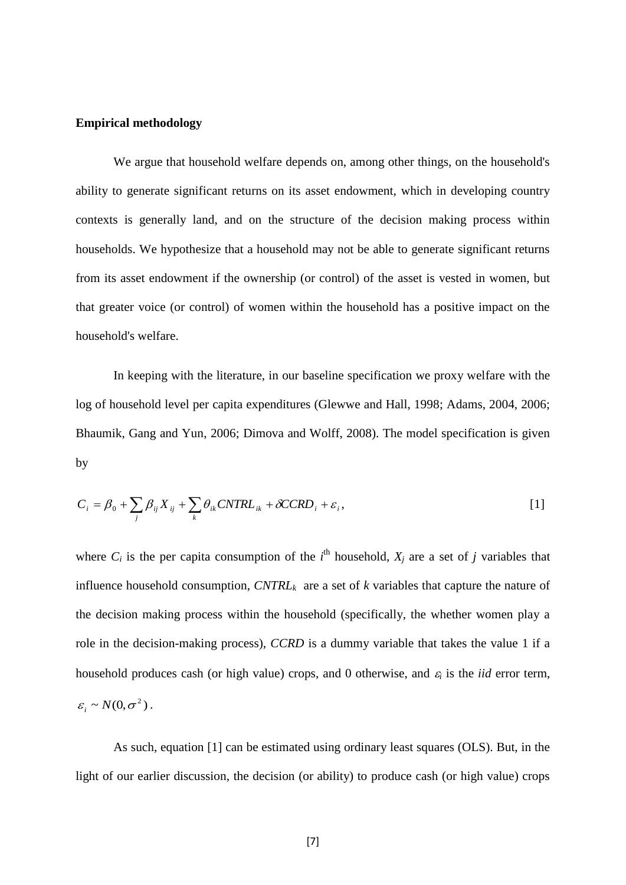**Empirical methodology**

We argue that household welfare depends on, among other things, on the household's ability to generate significant returns on its asset endowment, which in developing country contexts is generally land, and on the structure of the decision making process within households. We hypothesize that a household may not be able to generate significant returns from its asset endowment if the ownership (or control) of the asset is vested in women, but that greater voice (or control) of women within the household has a positive impact on the household's welfare.

In keeping with the literature, in our baseline specification we proxy welfare with the log of household level per capita expenditures (Glewwe and Hall, 1998; Adams, 2004, 2006; Bhaumik, Gang and Yun, 2006; Dimova and Wolff, 2008). The model specification is given by

$$C_i = \beta_0 + \sum_j \beta_{ij} X_{ij} + \sum_k \theta_{ik} CNTRL_{ik} + \delta CCRD_i + \varepsilon_i , \qquad [1]$$

where $C_i$ is the per capita consumption of the $i^{\text{th}}$ household, $X_j$ are a set of *j* variables that influence household consumption, $CNTRL_k$ are a set of *k* variables that capture the nature of the decision making process within the household (specifically, the whether women play a role in the decision-making process), *CCRD* is a dummy variable that takes the value 1 if a household produces cash (or high value) crops, and 0 otherwise, and $\varepsilon_i$ is the *iid* error term, $\varepsilon_i \sim N(0, \sigma^2)$.

As such, equation [1] can be estimated using ordinary least squares (OLS). But, in the light of our earlier discussion, the decision (or ability) to produce cash (or high value) crops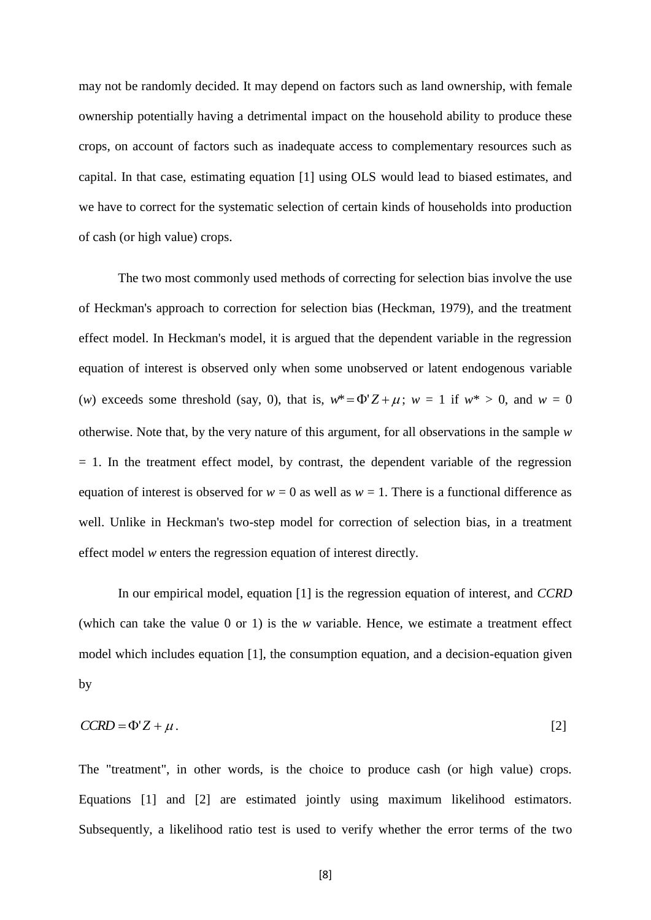may not be randomly decided. It may depend on factors such as land ownership, with female ownership potentially having a detrimental impact on the household ability to produce these crops, on account of factors such as inadequate access to complementary resources such as capital. In that case, estimating equation [1] using OLS would lead to biased estimates, and we have to correct for the systematic selection of certain kinds of households into production of cash (or high value) crops.

The two most commonly used methods of correcting for selection bias involve the use of Heckman's approach to correction for selection bias (Heckman, 1979), and the treatment effect model. In Heckman's model, it is argued that the dependent variable in the regression equation of interest is observed only when some unobserved or latent endogenous variable ($w$) exceeds some threshold (say, 0), that is, $w^* = \Phi' Z + \mu$; $w = 1$ if $w^* > 0$, and $w = 0$ otherwise. Note that, by the very nature of this argument, for all observations in the sample $w = 1$. In the treatment effect model, by contrast, the dependent variable of the regression equation of interest is observed for $w = 0$ as well as $w = 1$. There is a functional difference as well. Unlike in Heckman's two-step model for correction of selection bias, in a treatment effect model $w$ enters the regression equation of interest directly.

In our empirical model, equation [1] is the regression equation of interest, and *CCRD* (which can take the value 0 or 1) is the $w$ variable. Hence, we estimate a treatment effect model which includes equation [1], the consumption equation, and a decision-equation given by

$$CCRD = \Phi' Z + \mu. \qquad [2]$$

The "treatment", in other words, is the choice to produce cash (or high value) crops. Equations [1] and [2] are estimated jointly using maximum likelihood estimators. Subsequently, a likelihood ratio test is used to verify whether the error terms of the two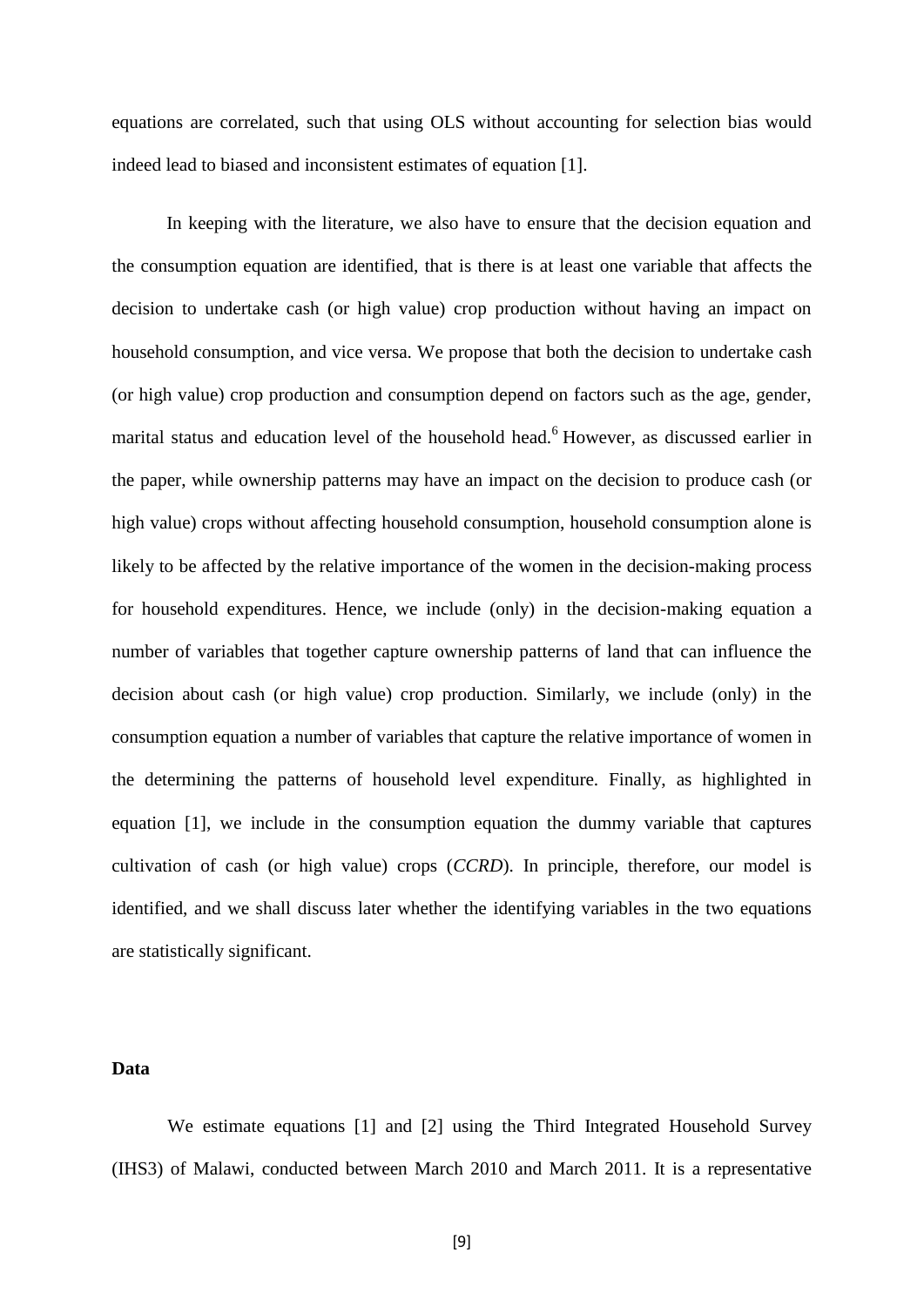equations are correlated, such that using OLS without accounting for selection bias would indeed lead to biased and inconsistent estimates of equation [1].

In keeping with the literature, we also have to ensure that the decision equation and the consumption equation are identified, that is there is at least one variable that affects the decision to undertake cash (or high value) crop production without having an impact on household consumption, and vice versa. We propose that both the decision to undertake cash (or high value) crop production and consumption depend on factors such as the age, gender, marital status and education level of the household head.[6] However, as discussed earlier in the paper, while ownership patterns may have an impact on the decision to produce cash (or high value) crops without affecting household consumption, household consumption alone is likely to be affected by the relative importance of the women in the decision-making process for household expenditures. Hence, we include (only) in the decision-making equation a number of variables that together capture ownership patterns of land that can influence the decision about cash (or high value) crop production. Similarly, we include (only) in the consumption equation a number of variables that capture the relative importance of women in the determining the patterns of household level expenditure. Finally, as highlighted in equation [1], we include in the consumption equation the dummy variable that captures cultivation of cash (or high value) crops (*CCRD*). In principle, therefore, our model is identified, and we shall discuss later whether the identifying variables in the two equations are statistically significant.

**Data**

We estimate equations [1] and [2] using the Third Integrated Household Survey (IHS3) of Malawi, conducted between March 2010 and March 2011. It is a representative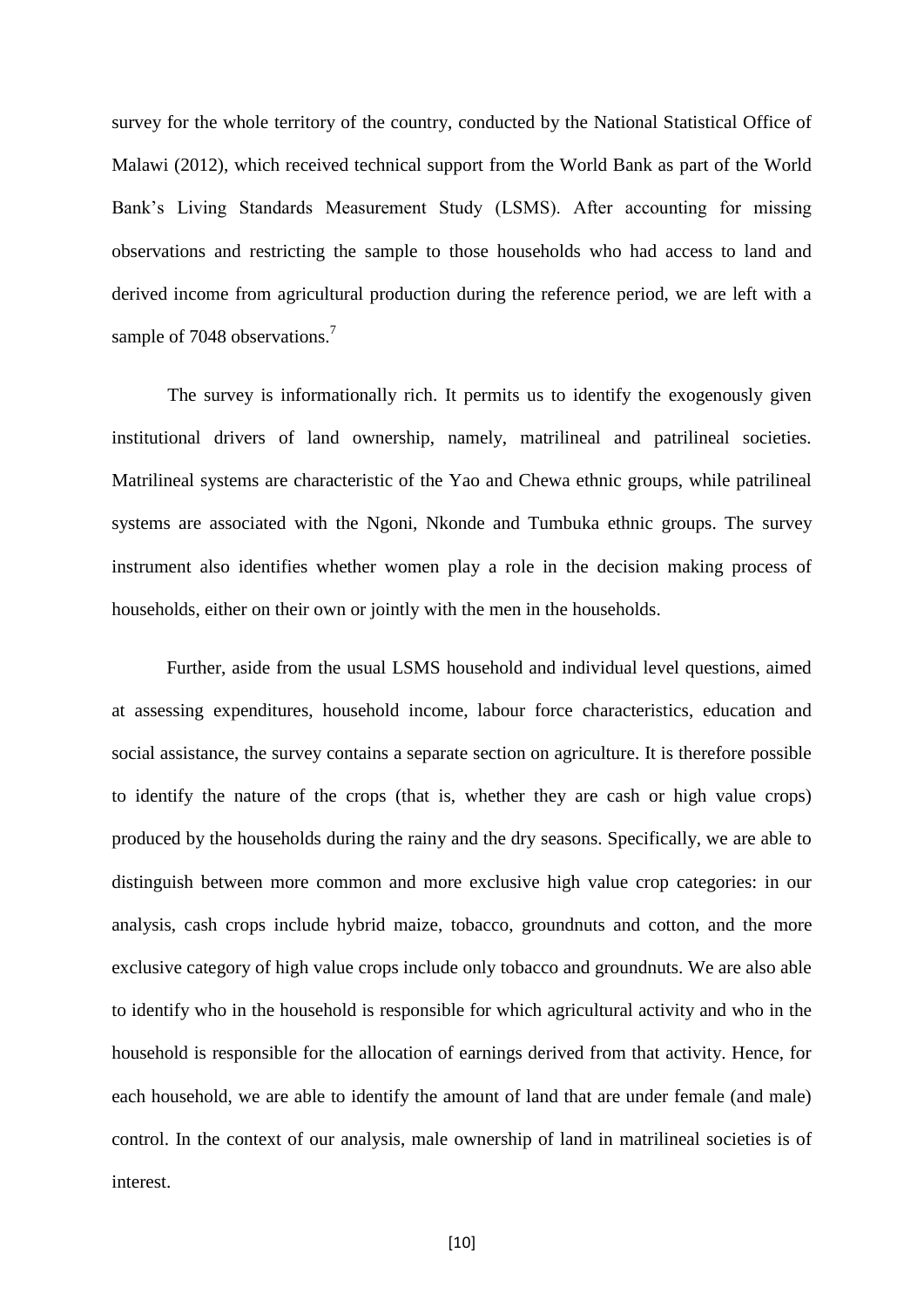survey for the whole territory of the country, conducted by the National Statistical Office of Malawi (2012), which received technical support from the World Bank as part of the World Bank's Living Standards Measurement Study (LSMS). After accounting for missing observations and restricting the sample to those households who had access to land and derived income from agricultural production during the reference period, we are left with a sample of 7048 observations.[7]

The survey is informationally rich. It permits us to identify the exogenously given institutional drivers of land ownership, namely, matrilineal and patrilineal societies. Matrilineal systems are characteristic of the Yao and Chewa ethnic groups, while patrilineal systems are associated with the Ngoni, Nkonde and Tumbuka ethnic groups. The survey instrument also identifies whether women play a role in the decision making process of households, either on their own or jointly with the men in the households.

Further, aside from the usual LSMS household and individual level questions, aimed at assessing expenditures, household income, labour force characteristics, education and social assistance, the survey contains a separate section on agriculture. It is therefore possible to identify the nature of the crops (that is, whether they are cash or high value crops) produced by the households during the rainy and the dry seasons. Specifically, we are able to distinguish between more common and more exclusive high value crop categories: in our analysis, cash crops include hybrid maize, tobacco, groundnuts and cotton, and the more exclusive category of high value crops include only tobacco and groundnuts. We are also able to identify who in the household is responsible for which agricultural activity and who in the household is responsible for the allocation of earnings derived from that activity. Hence, for each household, we are able to identify the amount of land that are under female (and male) control. In the context of our analysis, male ownership of land in matrilineal societies is of interest.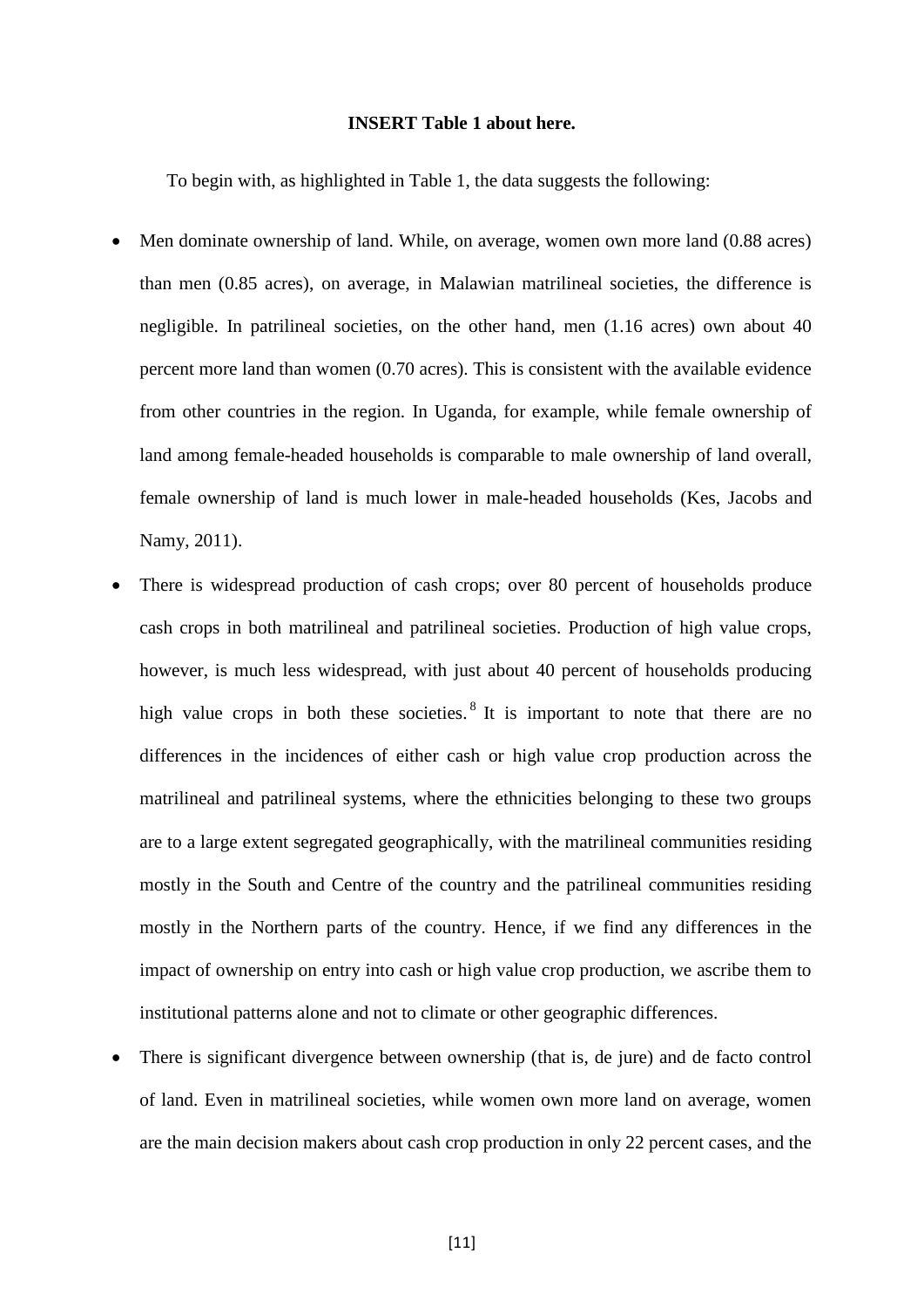**INSERT Table 1 about here.**

To begin with, as highlighted in Table 1, the data suggests the following:

- Men dominate ownership of land. While, on average, women own more land (0.88 acres) than men (0.85 acres), on average, in Malawian matrilineal societies, the difference is negligible. In patrilineal societies, on the other hand, men (1.16 acres) own about 40 percent more land than women (0.70 acres). This is consistent with the available evidence from other countries in the region. In Uganda, for example, while female ownership of land among female-headed households is comparable to male ownership of land overall, female ownership of land is much lower in male-headed households (Kes, Jacobs and Namy, 2011).
- There is widespread production of cash crops; over 80 percent of households produce cash crops in both matrilineal and patrilineal societies. Production of high value crops, however, is much less widespread, with just about 40 percent of households producing high value crops in both these societies.[8] It is important to note that there are no differences in the incidences of either cash or high value crop production across the matrilineal and patrilineal systems, where the ethnicities belonging to these two groups are to a large extent segregated geographically, with the matrilineal communities residing mostly in the South and Centre of the country and the patrilineal communities residing mostly in the Northern parts of the country. Hence, if we find any differences in the impact of ownership on entry into cash or high value crop production, we ascribe them to institutional patterns alone and not to climate or other geographic differences.
- There is significant divergence between ownership (that is, de jure) and de facto control of land. Even in matrilineal societies, while women own more land on average, women are the main decision makers about cash crop production in only 22 percent cases, and the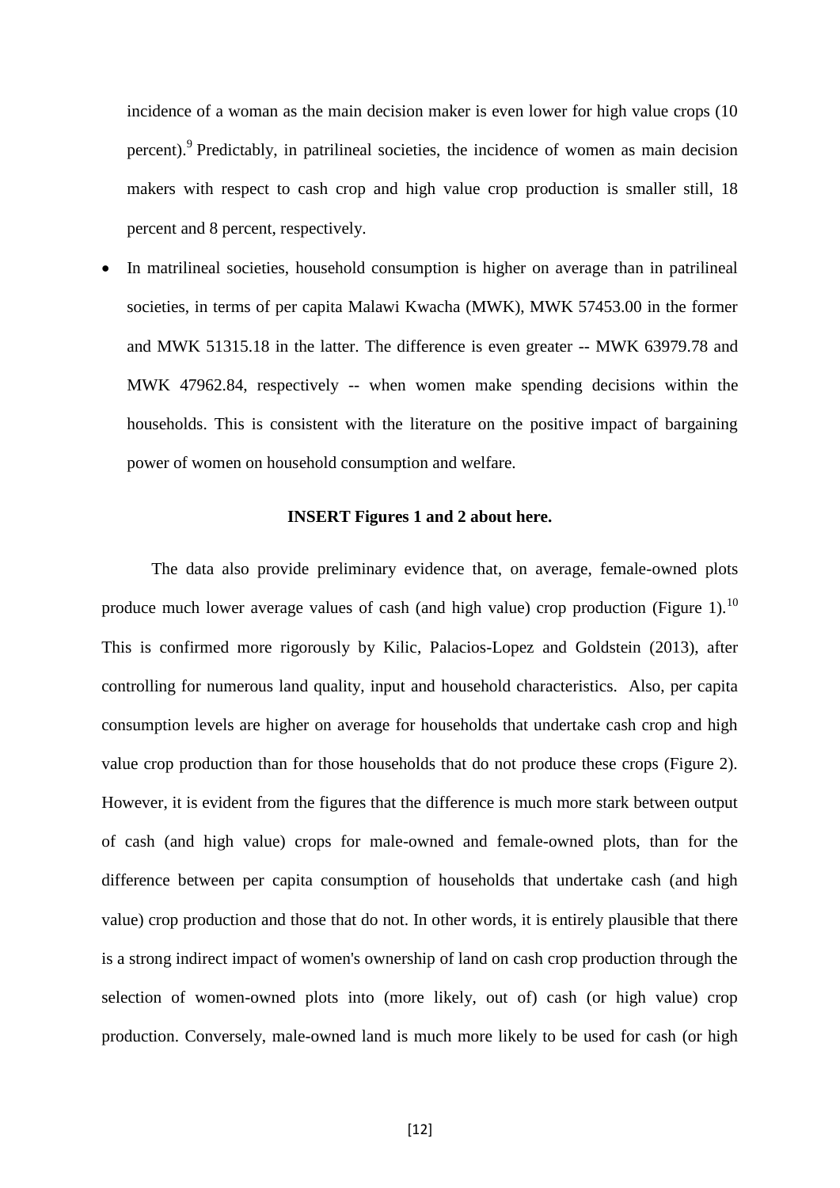incidence of a woman as the main decision maker is even lower for high value crops (10 percent).[9] Predictably, in patrilineal societies, the incidence of women as main decision makers with respect to cash crop and high value crop production is smaller still, 18 percent and 8 percent, respectively.

- In matrilineal societies, household consumption is higher on average than in patrilineal societies, in terms of per capita Malawi Kwacha (MWK), MWK 57453.00 in the former and MWK 51315.18 in the latter. The difference is even greater -- MWK 63979.78 and MWK 47962.84, respectively -- when women make spending decisions within the households. This is consistent with the literature on the positive impact of bargaining power of women on household consumption and welfare.

**INSERT Figures 1 and 2 about here.**

The data also provide preliminary evidence that, on average, female-owned plots produce much lower average values of cash (and high value) crop production (Figure 1).[10] This is confirmed more rigorously by Kilic, Palacios-Lopez and Goldstein (2013), after controlling for numerous land quality, input and household characteristics. Also, per capita consumption levels are higher on average for households that undertake cash crop and high value crop production than for those households that do not produce these crops (Figure 2). However, it is evident from the figures that the difference is much more stark between output of cash (and high value) crops for male-owned and female-owned plots, than for the difference between per capita consumption of households that undertake cash (and high value) crop production and those that do not. In other words, it is entirely plausible that there is a strong indirect impact of women's ownership of land on cash crop production through the selection of women-owned plots into (more likely, out of) cash (or high value) crop production. Conversely, male-owned land is much more likely to be used for cash (or high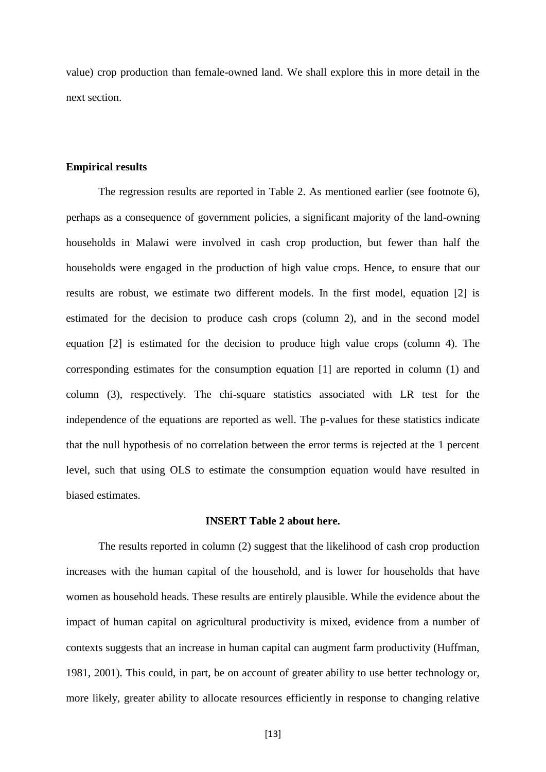value) crop production than female-owned land. We shall explore this in more detail in the next section.

### Empirical results

The regression results are reported in Table 2. As mentioned earlier (see footnote 6), perhaps as a consequence of government policies, a significant majority of the land-owning households in Malawi were involved in cash crop production, but fewer than half the households were engaged in the production of high value crops. Hence, to ensure that our results are robust, we estimate two different models. In the first model, equation [2] is estimated for the decision to produce cash crops (column 2), and in the second model equation [2] is estimated for the decision to produce high value crops (column 4). The corresponding estimates for the consumption equation [1] are reported in column (1) and column (3), respectively. The chi-square statistics associated with LR test for the independence of the equations are reported as well. The p-values for these statistics indicate that the null hypothesis of no correlation between the error terms is rejected at the 1 percent level, such that using OLS to estimate the consumption equation would have resulted in biased estimates.

**INSERT Table 2 about here.**

The results reported in column (2) suggest that the likelihood of cash crop production increases with the human capital of the household, and is lower for households that have women as household heads. These results are entirely plausible. While the evidence about the impact of human capital on agricultural productivity is mixed, evidence from a number of contexts suggests that an increase in human capital can augment farm productivity (Huffman, 1981, 2001). This could, in part, be on account of greater ability to use better technology or, more likely, greater ability to allocate resources efficiently in response to changing relative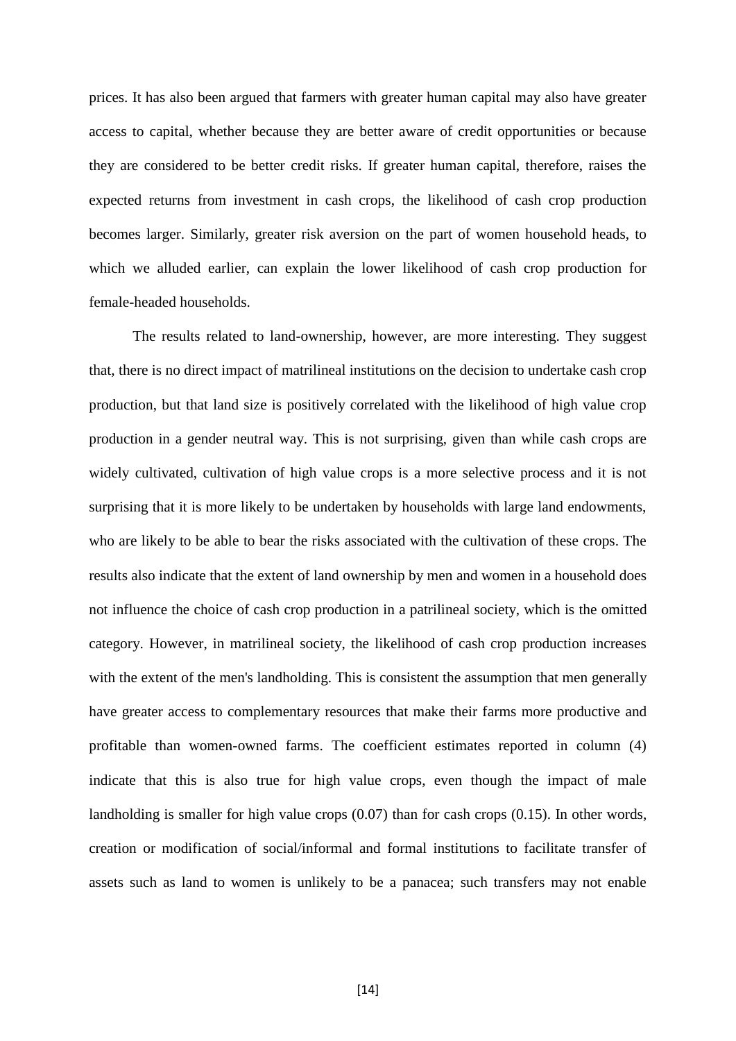prices. It has also been argued that farmers with greater human capital may also have greater access to capital, whether because they are better aware of credit opportunities or because they are considered to be better credit risks. If greater human capital, therefore, raises the expected returns from investment in cash crops, the likelihood of cash crop production becomes larger. Similarly, greater risk aversion on the part of women household heads, to which we alluded earlier, can explain the lower likelihood of cash crop production for female-headed households.

The results related to land-ownership, however, are more interesting. They suggest that, there is no direct impact of matrilineal institutions on the decision to undertake cash crop production, but that land size is positively correlated with the likelihood of high value crop production in a gender neutral way. This is not surprising, given than while cash crops are widely cultivated, cultivation of high value crops is a more selective process and it is not surprising that it is more likely to be undertaken by households with large land endowments, who are likely to be able to bear the risks associated with the cultivation of these crops. The results also indicate that the extent of land ownership by men and women in a household does not influence the choice of cash crop production in a patrilineal society, which is the omitted category. However, in matrilineal society, the likelihood of cash crop production increases with the extent of the men's landholding. This is consistent the assumption that men generally have greater access to complementary resources that make their farms more productive and profitable than women-owned farms. The coefficient estimates reported in column (4) indicate that this is also true for high value crops, even though the impact of male landholding is smaller for high value crops (0.07) than for cash crops (0.15). In other words, creation or modification of social/informal and formal institutions to facilitate transfer of assets such as land to women is unlikely to be a panacea; such transfers may not enable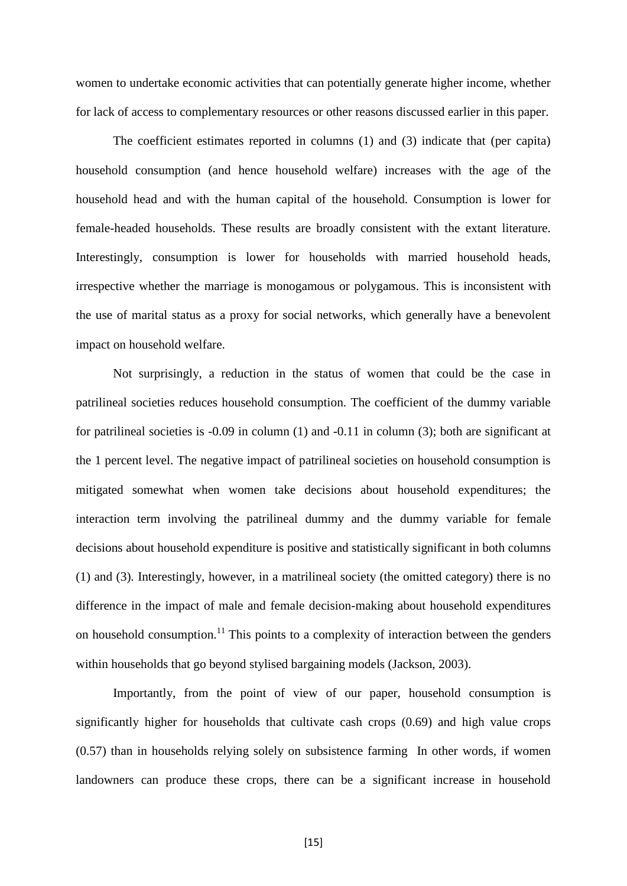women to undertake economic activities that can potentially generate higher income, whether for lack of access to complementary resources or other reasons discussed earlier in this paper.

The coefficient estimates reported in columns (1) and (3) indicate that (per capita) household consumption (and hence household welfare) increases with the age of the household head and with the human capital of the household. Consumption is lower for female-headed households. These results are broadly consistent with the extant literature. Interestingly, consumption is lower for households with married household heads, irrespective whether the marriage is monogamous or polygamous. This is inconsistent with the use of marital status as a proxy for social networks, which generally have a benevolent impact on household welfare.

Not surprisingly, a reduction in the status of women that could be the case in patrilineal societies reduces household consumption. The coefficient of the dummy variable for patrilineal societies is -0.09 in column (1) and -0.11 in column (3); both are significant at the 1 percent level. The negative impact of patrilineal societies on household consumption is mitigated somewhat when women take decisions about household expenditures; the interaction term involving the patrilineal dummy and the dummy variable for female decisions about household expenditure is positive and statistically significant in both columns (1) and (3). Interestingly, however, in a matrilineal society (the omitted category) there is no difference in the impact of male and female decision-making about household expenditures on household consumption.[11] This points to a complexity of interaction between the genders within households that go beyond stylised bargaining models (Jackson, 2003).

Importantly, from the point of view of our paper, household consumption is significantly higher for households that cultivate cash crops (0.69) and high value crops (0.57) than in households relying solely on subsistence farming In other words, if women landowners can produce these crops, there can be a significant increase in household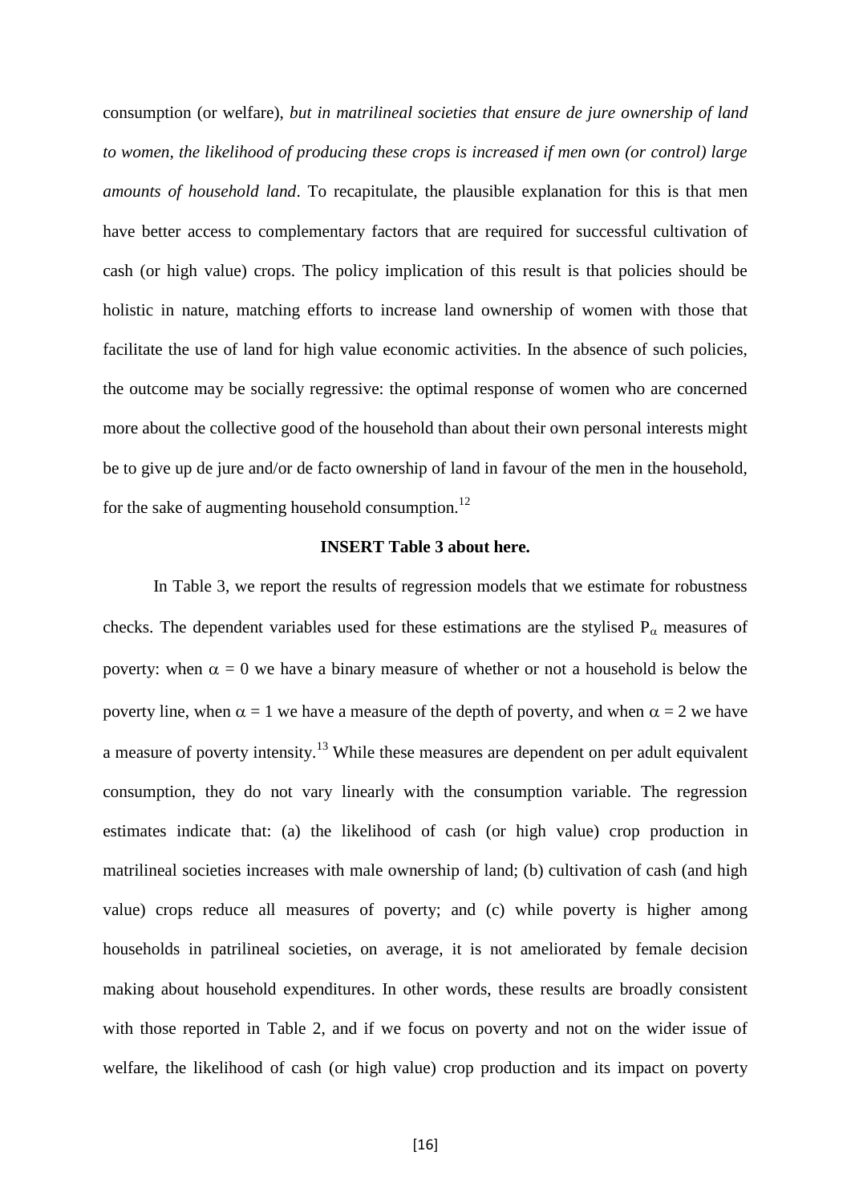consumption (or welfare), *but in matrilineal societies that ensure de jure ownership of land to women, the likelihood of producing these crops is increased if men own (or control) large amounts of household land*. To recapitulate, the plausible explanation for this is that men have better access to complementary factors that are required for successful cultivation of cash (or high value) crops. The policy implication of this result is that policies should be holistic in nature, matching efforts to increase land ownership of women with those that facilitate the use of land for high value economic activities. In the absence of such policies, the outcome may be socially regressive: the optimal response of women who are concerned more about the collective good of the household than about their own personal interests might be to give up de jure and/or de facto ownership of land in favour of the men in the household, for the sake of augmenting household consumption.[12]

**INSERT Table 3 about here.**

In Table 3, we report the results of regression models that we estimate for robustness checks. The dependent variables used for these estimations are the stylised $P_{\alpha}$ measures of poverty: when $\alpha = 0$ we have a binary measure of whether or not a household is below the poverty line, when $\alpha = 1$ we have a measure of the depth of poverty, and when $\alpha = 2$ we have a measure of poverty intensity.[13] While these measures are dependent on per adult equivalent consumption, they do not vary linearly with the consumption variable. The regression estimates indicate that: (a) the likelihood of cash (or high value) crop production in matrilineal societies increases with male ownership of land; (b) cultivation of cash (and high value) crops reduce all measures of poverty; and (c) while poverty is higher among households in patrilineal societies, on average, it is not ameliorated by female decision making about household expenditures. In other words, these results are broadly consistent with those reported in Table 2, and if we focus on poverty and not on the wider issue of welfare, the likelihood of cash (or high value) crop production and its impact on poverty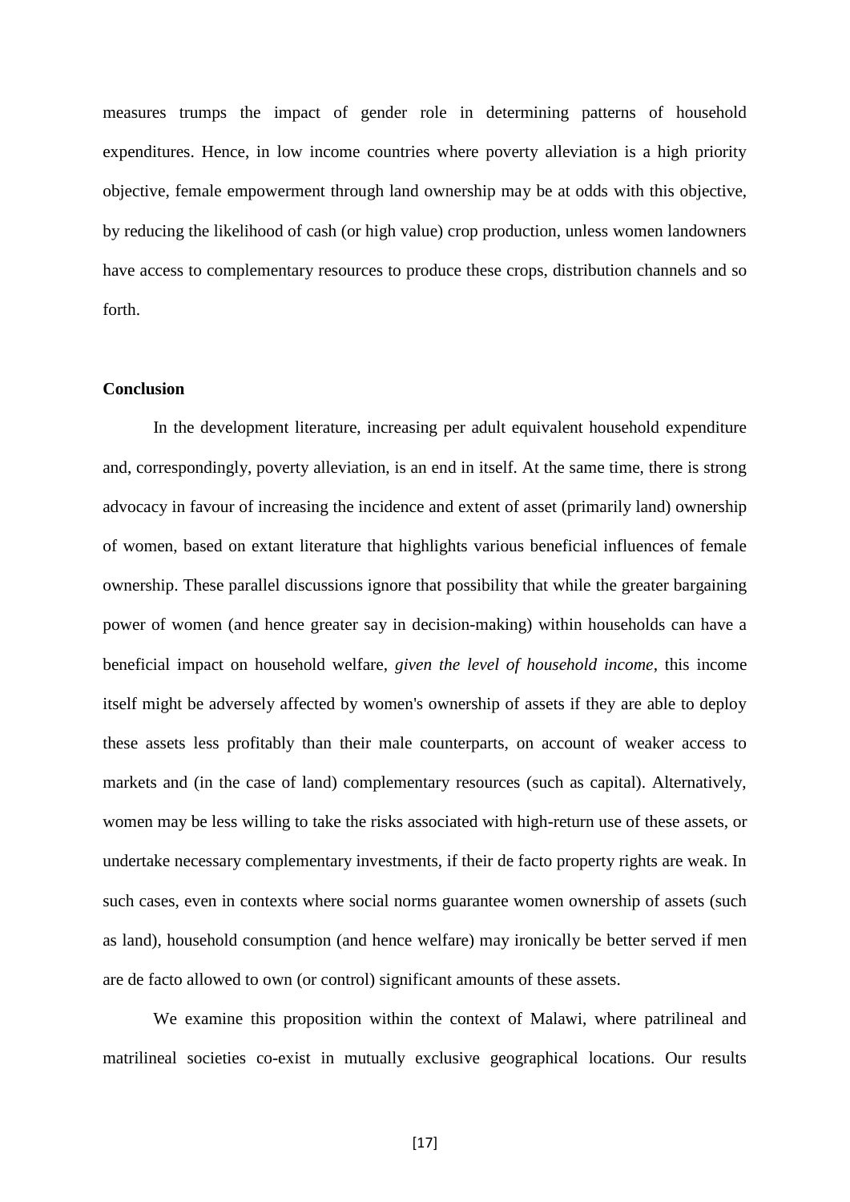measures trumps the impact of gender role in determining patterns of household expenditures. Hence, in low income countries where poverty alleviation is a high priority objective, female empowerment through land ownership may be at odds with this objective, by reducing the likelihood of cash (or high value) crop production, unless women landowners have access to complementary resources to produce these crops, distribution channels and so forth.

**Conclusion**

In the development literature, increasing per adult equivalent household expenditure and, correspondingly, poverty alleviation, is an end in itself. At the same time, there is strong advocacy in favour of increasing the incidence and extent of asset (primarily land) ownership of women, based on extant literature that highlights various beneficial influences of female ownership. These parallel discussions ignore that possibility that while the greater bargaining power of women (and hence greater say in decision-making) within households can have a beneficial impact on household welfare, *given the level of household income*, this income itself might be adversely affected by women's ownership of assets if they are able to deploy these assets less profitably than their male counterparts, on account of weaker access to markets and (in the case of land) complementary resources (such as capital). Alternatively, women may be less willing to take the risks associated with high-return use of these assets, or undertake necessary complementary investments, if their de facto property rights are weak. In such cases, even in contexts where social norms guarantee women ownership of assets (such as land), household consumption (and hence welfare) may ironically be better served if men are de facto allowed to own (or control) significant amounts of these assets.

We examine this proposition within the context of Malawi, where patrilineal and matrilineal societies co-exist in mutually exclusive geographical locations. Our results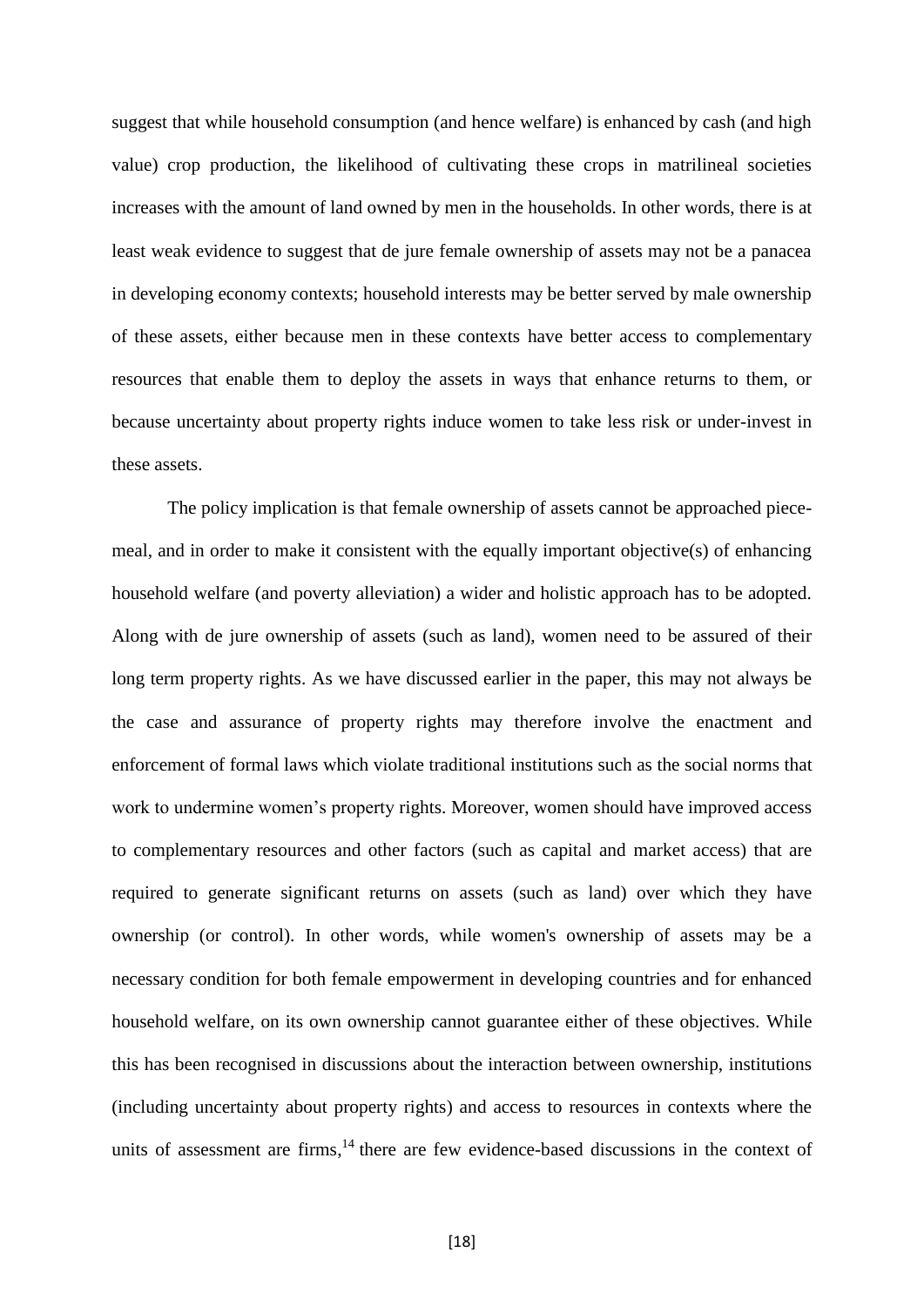suggest that while household consumption (and hence welfare) is enhanced by cash (and high value) crop production, the likelihood of cultivating these crops in matrilineal societies increases with the amount of land owned by men in the households. In other words, there is at least weak evidence to suggest that de jure female ownership of assets may not be a panacea in developing economy contexts; household interests may be better served by male ownership of these assets, either because men in these contexts have better access to complementary resources that enable them to deploy the assets in ways that enhance returns to them, or because uncertainty about property rights induce women to take less risk or under-invest in these assets.

The policy implication is that female ownership of assets cannot be approached piece-meal, and in order to make it consistent with the equally important objective(s) of enhancing household welfare (and poverty alleviation) a wider and holistic approach has to be adopted. Along with de jure ownership of assets (such as land), women need to be assured of their long term property rights. As we have discussed earlier in the paper, this may not always be the case and assurance of property rights may therefore involve the enactment and enforcement of formal laws which violate traditional institutions such as the social norms that work to undermine women's property rights. Moreover, women should have improved access to complementary resources and other factors (such as capital and market access) that are required to generate significant returns on assets (such as land) over which they have ownership (or control). In other words, while women's ownership of assets may be a necessary condition for both female empowerment in developing countries and for enhanced household welfare, on its own ownership cannot guarantee either of these objectives. While this has been recognised in discussions about the interaction between ownership, institutions (including uncertainty about property rights) and access to resources in contexts where the units of assessment are firms,[14] there are few evidence-based discussions in the context of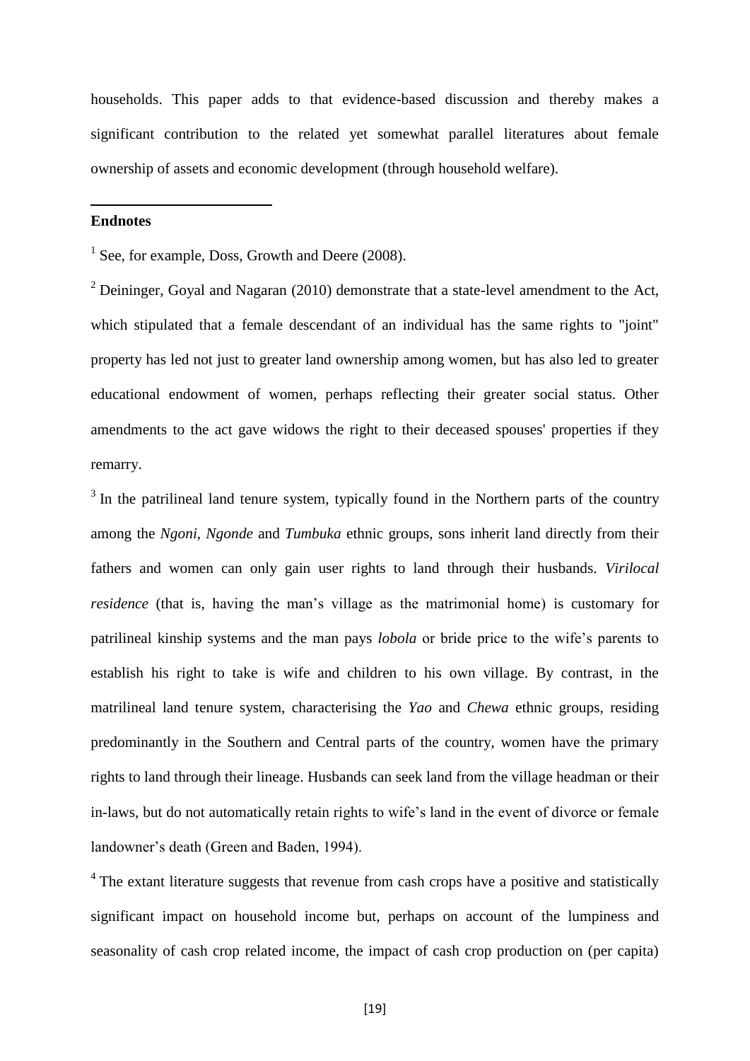households. This paper adds to that evidence-based discussion and thereby makes a significant contribution to the related yet somewhat parallel literatures about female ownership of assets and economic development (through household welfare).

**Endnotes**

[1] See, for example, Doss, Growth and Deere (2008).

[2] Deininger, Goyal and Nagaran (2010) demonstrate that a state-level amendment to the Act, which stipulated that a female descendant of an individual has the same rights to "joint" property has led not just to greater land ownership among women, but has also led to greater educational endowment of women, perhaps reflecting their greater social status. Other amendments to the act gave widows the right to their deceased spouses' properties if they remarry.

[3] In the patrilineal land tenure system, typically found in the Northern parts of the country among the *Ngoni*, *Ngonde* and *Tumbuka* ethnic groups, sons inherit land directly from their fathers and women can only gain user rights to land through their husbands. *Virilocal residence* (that is, having the man's village as the matrimonial home) is customary for patrilineal kinship systems and the man pays *lobola* or bride price to the wife's parents to establish his right to take is wife and children to his own village. By contrast, in the matrilineal land tenure system, characterising the *Yao* and *Chewa* ethnic groups, residing predominantly in the Southern and Central parts of the country, women have the primary rights to land through their lineage. Husbands can seek land from the village headman or their in-laws, but do not automatically retain rights to wife's land in the event of divorce or female landowner's death (Green and Baden, 1994).

[4] The extant literature suggests that revenue from cash crops have a positive and statistically significant impact on household income but, perhaps on account of the lumpiness and seasonality of cash crop related income, the impact of cash crop production on (per capita)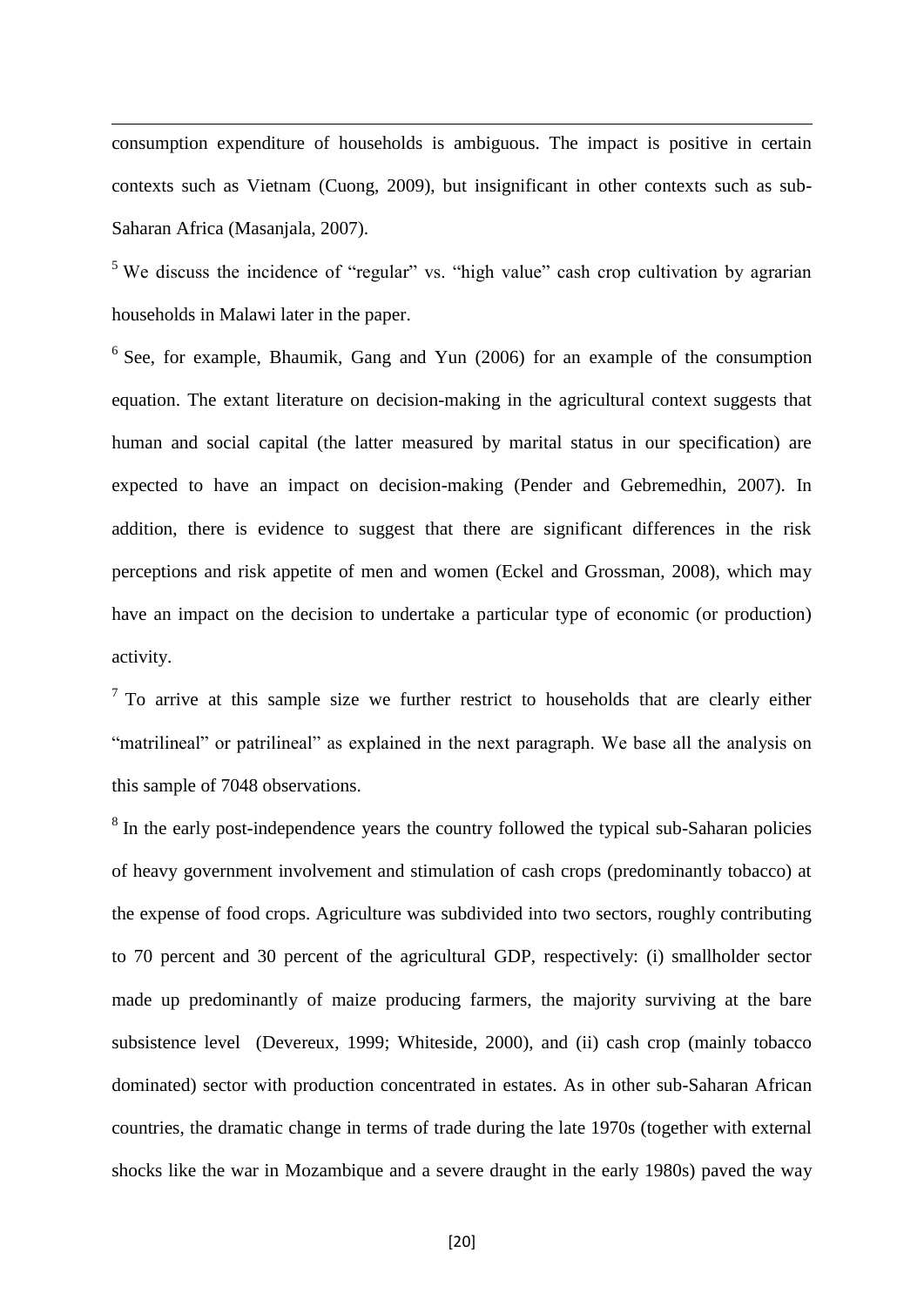consumption expenditure of households is ambiguous. The impact is positive in certain contexts such as Vietnam (Cuong, 2009), but insignificant in other contexts such as sub-Saharan Africa (Masanjala, 2007).

[5] We discuss the incidence of "regular" vs. "high value" cash crop cultivation by agrarian households in Malawi later in the paper.

[6] See, for example, Bhaumik, Gang and Yun (2006) for an example of the consumption equation. The extant literature on decision-making in the agricultural context suggests that human and social capital (the latter measured by marital status in our specification) are expected to have an impact on decision-making (Pender and Gebremedhin, 2007). In addition, there is evidence to suggest that there are significant differences in the risk perceptions and risk appetite of men and women (Eckel and Grossman, 2008), which may have an impact on the decision to undertake a particular type of economic (or production) activity.

[7] To arrive at this sample size we further restrict to households that are clearly either "matrilineal" or patrilineal" as explained in the next paragraph. We base all the analysis on this sample of 7048 observations.

[8] In the early post-independence years the country followed the typical sub-Saharan policies of heavy government involvement and stimulation of cash crops (predominantly tobacco) at the expense of food crops. Agriculture was subdivided into two sectors, roughly contributing to 70 percent and 30 percent of the agricultural GDP, respectively: (i) smallholder sector made up predominantly of maize producing farmers, the majority surviving at the bare subsistence level (Devereux, 1999; Whiteside, 2000), and (ii) cash crop (mainly tobacco dominated) sector with production concentrated in estates. As in other sub-Saharan African countries, the dramatic change in terms of trade during the late 1970s (together with external shocks like the war in Mozambique and a severe draught in the early 1980s) paved the way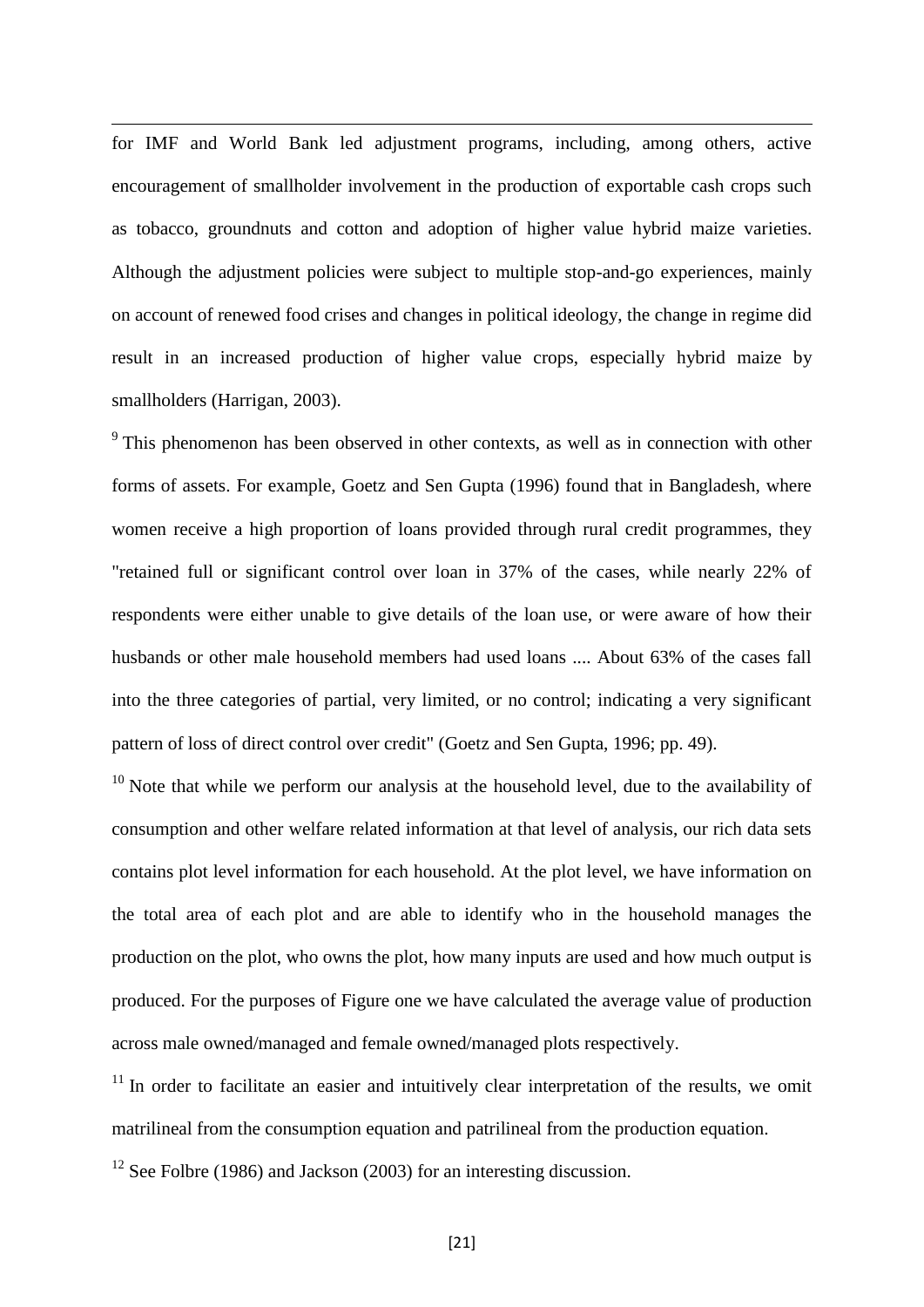for IMF and World Bank led adjustment programs, including, among others, active encouragement of smallholder involvement in the production of exportable cash crops such as tobacco, groundnuts and cotton and adoption of higher value hybrid maize varieties. Although the adjustment policies were subject to multiple stop-and-go experiences, mainly on account of renewed food crises and changes in political ideology, the change in regime did result in an increased production of higher value crops, especially hybrid maize by smallholders (Harrigan, 2003).

[9] This phenomenon has been observed in other contexts, as well as in connection with other forms of assets. For example, Goetz and Sen Gupta (1996) found that in Bangladesh, where women receive a high proportion of loans provided through rural credit programmes, they "retained full or significant control over loan in 37% of the cases, while nearly 22% of respondents were either unable to give details of the loan use, or were aware of how their husbands or other male household members had used loans .... About 63% of the cases fall into the three categories of partial, very limited, or no control; indicating a very significant pattern of loss of direct control over credit" (Goetz and Sen Gupta, 1996; pp. 49).

[10] Note that while we perform our analysis at the household level, due to the availability of consumption and other welfare related information at that level of analysis, our rich data sets contains plot level information for each household. At the plot level, we have information on the total area of each plot and are able to identify who in the household manages the production on the plot, who owns the plot, how many inputs are used and how much output is produced. For the purposes of Figure one we have calculated the average value of production across male owned/managed and female owned/managed plots respectively.

[11] In order to facilitate an easier and intuitively clear interpretation of the results, we omit matrilineal from the consumption equation and patrilineal from the production equation.

[12] See Folbre (1986) and Jackson (2003) for an interesting discussion.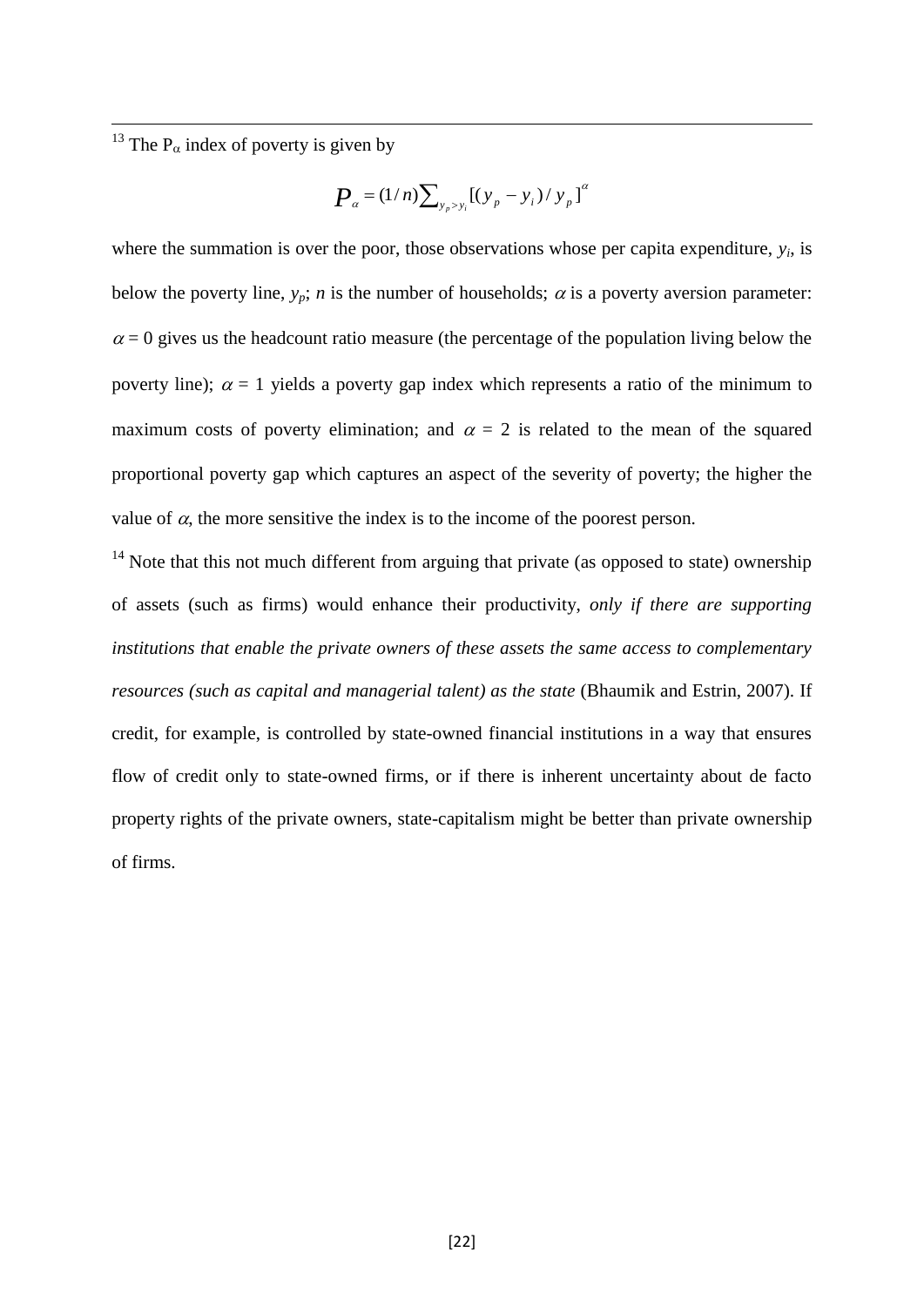[13] The $P_\alpha$ index of poverty is given by

$$P_\alpha = (1/n)\sum_{y_p > y_i}[(y_p - y_i)/y_p]^\alpha$$

where the summation is over the poor, those observations whose per capita expenditure, $y_i$, is below the poverty line, $y_p$; $n$ is the number of households; $\alpha$ is a poverty aversion parameter: $\alpha = 0$ gives us the headcount ratio measure (the percentage of the population living below the poverty line); $\alpha = 1$ yields a poverty gap index which represents a ratio of the minimum to maximum costs of poverty elimination; and $\alpha = 2$ is related to the mean of the squared proportional poverty gap which captures an aspect of the severity of poverty; the higher the value of $\alpha$, the more sensitive the index is to the income of the poorest person.

[14] Note that this not much different from arguing that private (as opposed to state) ownership of assets (such as firms) would enhance their productivity, *only if there are supporting institutions that enable the private owners of these assets the same access to complementary resources (such as capital and managerial talent) as the state* (Bhaumik and Estrin, 2007). If credit, for example, is controlled by state-owned financial institutions in a way that ensures flow of credit only to state-owned firms, or if there is inherent uncertainty about de facto property rights of the private owners, state-capitalism might be better than private ownership of firms.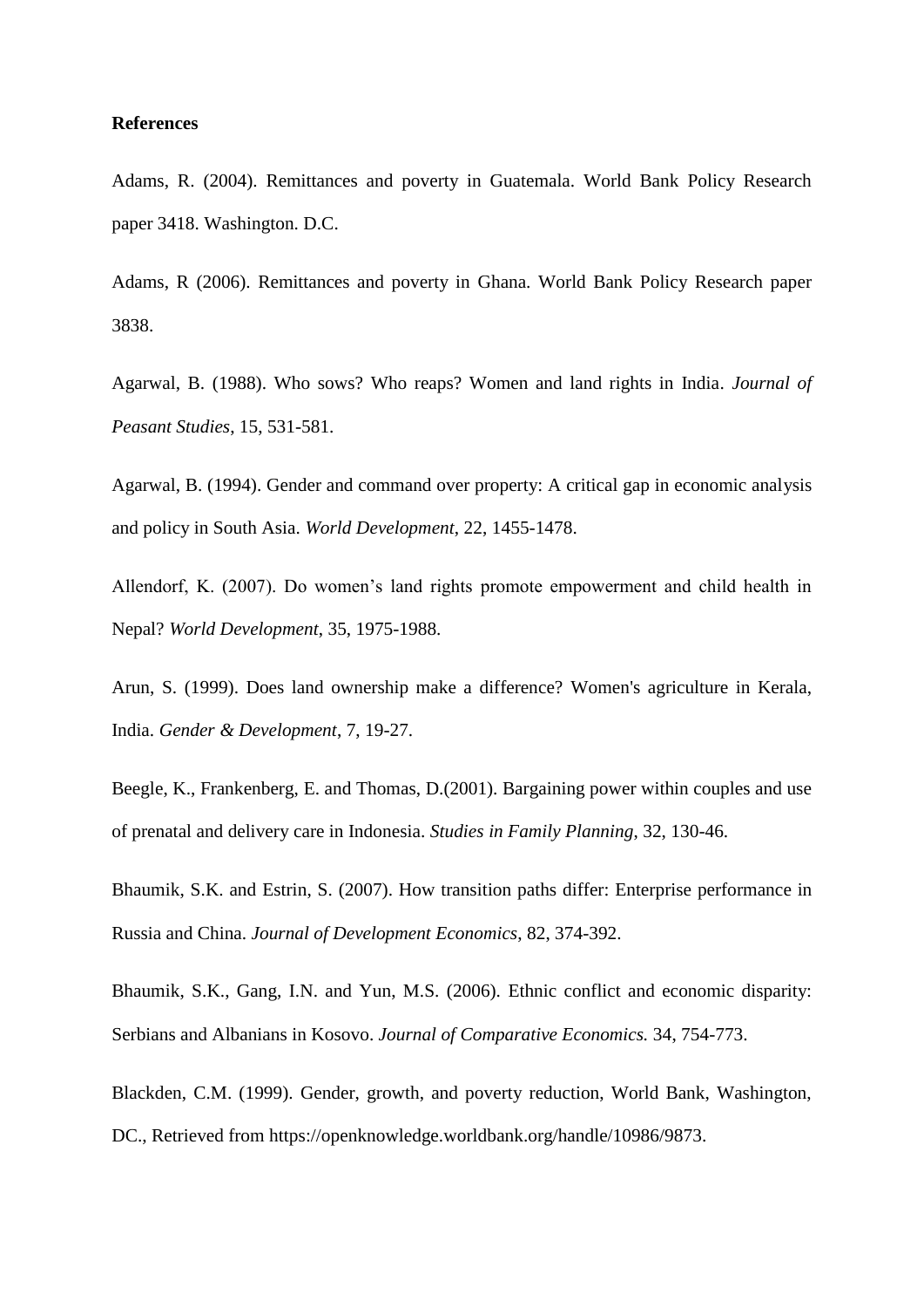**References**

Adams, R. (2004). Remittances and poverty in Guatemala. World Bank Policy Research paper 3418. Washington. D.C.

Adams, R (2006). Remittances and poverty in Ghana. World Bank Policy Research paper 3838.

Agarwal, B. (1988). Who sows? Who reaps? Women and land rights in India. *Journal of Peasant Studies*, 15, 531-581.

Agarwal, B. (1994). Gender and command over property: A critical gap in economic analysis and policy in South Asia. *World Development*, 22, 1455-1478.

Allendorf, K. (2007). Do women's land rights promote empowerment and child health in Nepal? *World Development*, 35, 1975-1988.

Arun, S. (1999). Does land ownership make a difference? Women's agriculture in Kerala, India. *Gender & Development*, 7, 19-27.

Beegle, K., Frankenberg, E. and Thomas, D.(2001). Bargaining power within couples and use of prenatal and delivery care in Indonesia. *Studies in Family Planning*, 32, 130-46.

Bhaumik, S.K. and Estrin, S. (2007). How transition paths differ: Enterprise performance in Russia and China. *Journal of Development Economics*, 82, 374-392.

Bhaumik, S.K., Gang, I.N. and Yun, M.S. (2006). Ethnic conflict and economic disparity: Serbians and Albanians in Kosovo. *Journal of Comparative Economics.* 34, 754-773.

Blackden, C.M. (1999). Gender, growth, and poverty reduction, World Bank, Washington, DC., Retrieved from https://openknowledge.worldbank.org/handle/10986/9873.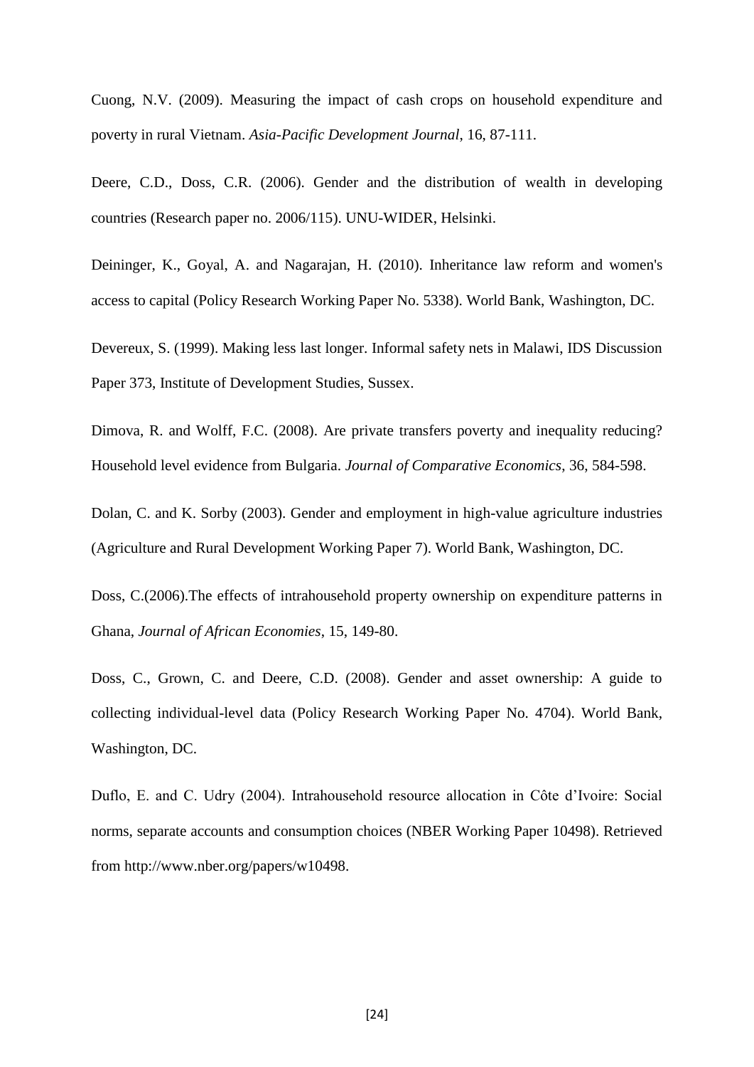Cuong, N.V. (2009). Measuring the impact of cash crops on household expenditure and poverty in rural Vietnam. *Asia-Pacific Development Journal*, 16, 87-111.

Deere, C.D., Doss, C.R. (2006). Gender and the distribution of wealth in developing countries (Research paper no. 2006/115). UNU-WIDER, Helsinki.

Deininger, K., Goyal, A. and Nagarajan, H. (2010). Inheritance law reform and women's access to capital (Policy Research Working Paper No. 5338). World Bank, Washington, DC.

Devereux, S. (1999). Making less last longer. Informal safety nets in Malawi, IDS Discussion Paper 373, Institute of Development Studies, Sussex.

Dimova, R. and Wolff, F.C. (2008). Are private transfers poverty and inequality reducing? Household level evidence from Bulgaria. *Journal of Comparative Economics*, 36, 584-598.

Dolan, C. and K. Sorby (2003). Gender and employment in high-value agriculture industries (Agriculture and Rural Development Working Paper 7). World Bank, Washington, DC.

Doss, C.(2006).The effects of intrahousehold property ownership on expenditure patterns in Ghana, *Journal of African Economies*, 15, 149-80.

Doss, C., Grown, C. and Deere, C.D. (2008). Gender and asset ownership: A guide to collecting individual-level data (Policy Research Working Paper No. 4704). World Bank, Washington, DC.

Duflo, E. and C. Udry (2004). Intrahousehold resource allocation in Côte d'Ivoire: Social norms, separate accounts and consumption choices (NBER Working Paper 10498). Retrieved from http://www.nber.org/papers/w10498.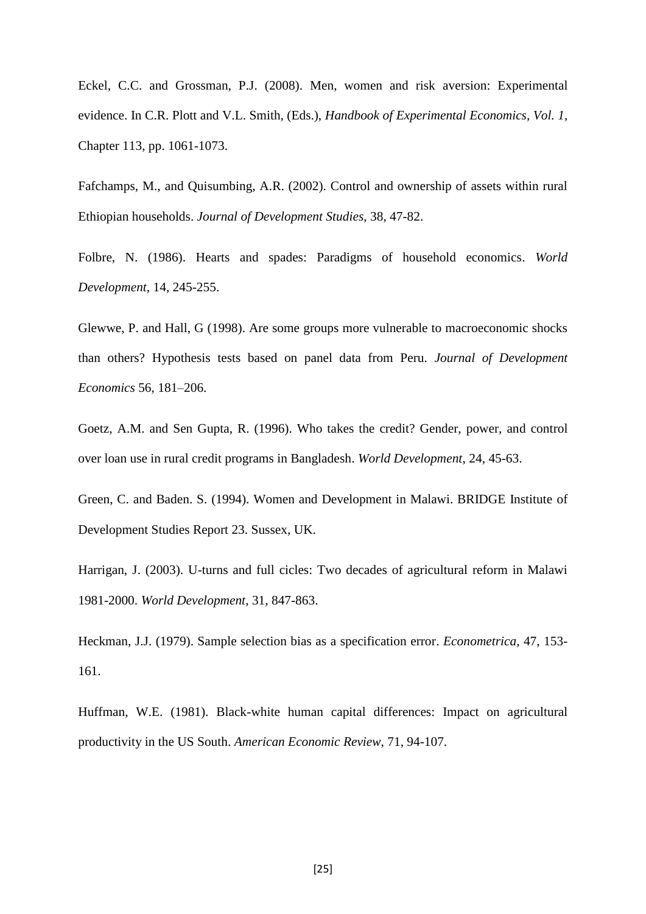Eckel, C.C. and Grossman, P.J. (2008). Men, women and risk aversion: Experimental evidence. In C.R. Plott and V.L. Smith, (Eds.), *Handbook of Experimental Economics*, *Vol. 1*, Chapter 113, pp. 1061-1073.

Fafchamps, M., and Quisumbing, A.R. (2002). Control and ownership of assets within rural Ethiopian households. *Journal of Development Studies*, 38, 47-82.

Folbre, N. (1986). Hearts and spades: Paradigms of household economics. *World Development*, 14, 245-255.

Glewwe, P. and Hall, G (1998). Are some groups more vulnerable to macroeconomic shocks than others? Hypothesis tests based on panel data from Peru. *Journal of Development Economics* 56, 181–206.

Goetz, A.M. and Sen Gupta, R. (1996). Who takes the credit? Gender, power, and control over loan use in rural credit programs in Bangladesh. *World Development*, 24, 45-63.

Green, C. and Baden. S. (1994). Women and Development in Malawi. BRIDGE Institute of Development Studies Report 23. Sussex, UK.

Harrigan, J. (2003). U-turns and full cicles: Two decades of agricultural reform in Malawi 1981-2000. *World Development*, 31, 847-863.

Heckman, J.J. (1979). Sample selection bias as a specification error. *Econometrica*, 47, 153-161.

Huffman, W.E. (1981). Black-white human capital differences: Impact on agricultural productivity in the US South. *American Economic Review*, 71, 94-107.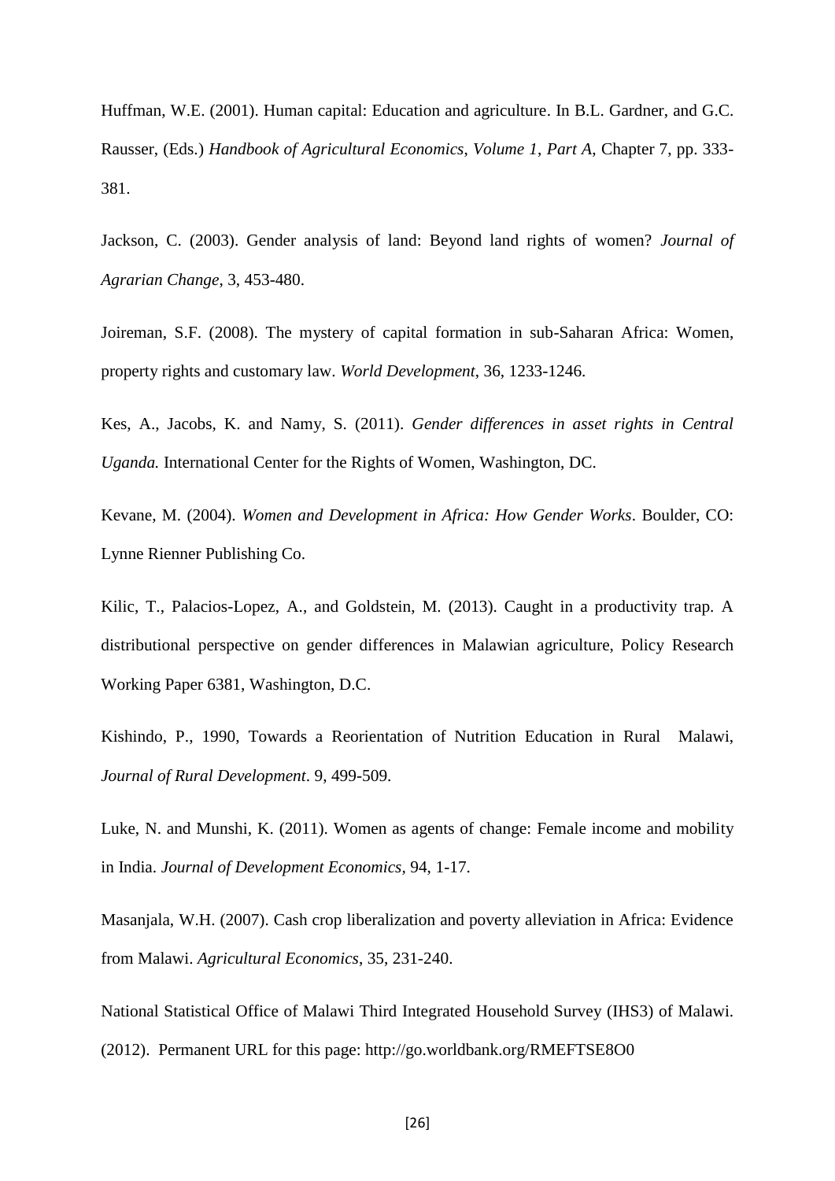Huffman, W.E. (2001). Human capital: Education and agriculture. In B.L. Gardner, and G.C. Rausser, (Eds.) *Handbook of Agricultural Economics, Volume 1, Part A*, Chapter 7, pp. 333-381.

Jackson, C. (2003). Gender analysis of land: Beyond land rights of women? *Journal of Agrarian Change*, 3, 453-480.

Joireman, S.F. (2008). The mystery of capital formation in sub-Saharan Africa: Women, property rights and customary law. *World Development*, 36, 1233-1246.

Kes, A., Jacobs, K. and Namy, S. (2011). *Gender differences in asset rights in Central Uganda.* International Center for the Rights of Women, Washington, DC.

Kevane, M. (2004). *Women and Development in Africa: How Gender Works*. Boulder, CO: Lynne Rienner Publishing Co.

Kilic, T., Palacios-Lopez, A., and Goldstein, M. (2013). Caught in a productivity trap. A distributional perspective on gender differences in Malawian agriculture, Policy Research Working Paper 6381, Washington, D.C.

Kishindo, P., 1990, Towards a Reorientation of Nutrition Education in Rural Malawi, *Journal of Rural Development*. 9, 499-509.

Luke, N. and Munshi, K. (2011). Women as agents of change: Female income and mobility in India. *Journal of Development Economics*, 94, 1-17.

Masanjala, W.H. (2007). Cash crop liberalization and poverty alleviation in Africa: Evidence from Malawi. *Agricultural Economics*, 35, 231-240.

National Statistical Office of Malawi Third Integrated Household Survey (IHS3) of Malawi. (2012). Permanent URL for this page: http://go.worldbank.org/RMEFTSE8O0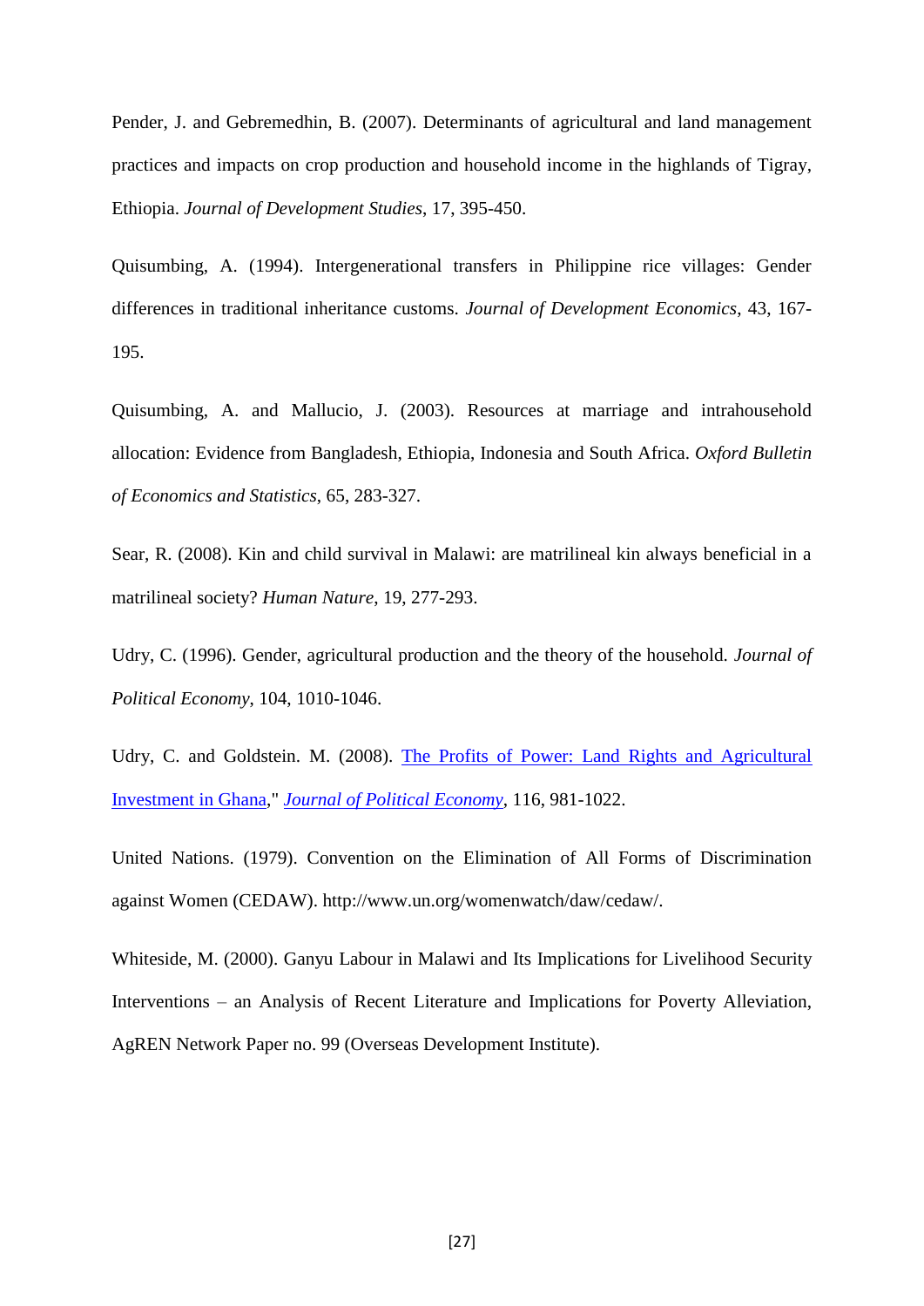Pender, J. and Gebremedhin, B. (2007). Determinants of agricultural and land management practices and impacts on crop production and household income in the highlands of Tigray, Ethiopia. *Journal of Development Studies*, 17, 395-450.

Quisumbing, A. (1994). Intergenerational transfers in Philippine rice villages: Gender differences in traditional inheritance customs. *Journal of Development Economics*, 43, 167-195.

Quisumbing, A. and Mallucio, J. (2003). Resources at marriage and intrahousehold allocation: Evidence from Bangladesh, Ethiopia, Indonesia and South Africa. *Oxford Bulletin of Economics and Statistics*, 65, 283-327.

Sear, R. (2008). Kin and child survival in Malawi: are matrilineal kin always beneficial in a matrilineal society? *Human Nature*, 19, 277-293.

Udry, C. (1996). Gender, agricultural production and the theory of the household. *Journal of Political Economy*, 104, 1010-1046.

Udry, C. and Goldstein. M. (2008). The Profits of Power: Land Rights and Agricultural Investment in Ghana," *Journal of Political Economy*, 116, 981-1022.

United Nations. (1979). Convention on the Elimination of All Forms of Discrimination against Women (CEDAW). http://www.un.org/womenwatch/daw/cedaw/.

Whiteside, M. (2000). Ganyu Labour in Malawi and Its Implications for Livelihood Security Interventions – an Analysis of Recent Literature and Implications for Poverty Alleviation, AgREN Network Paper no. 99 (Overseas Development Institute).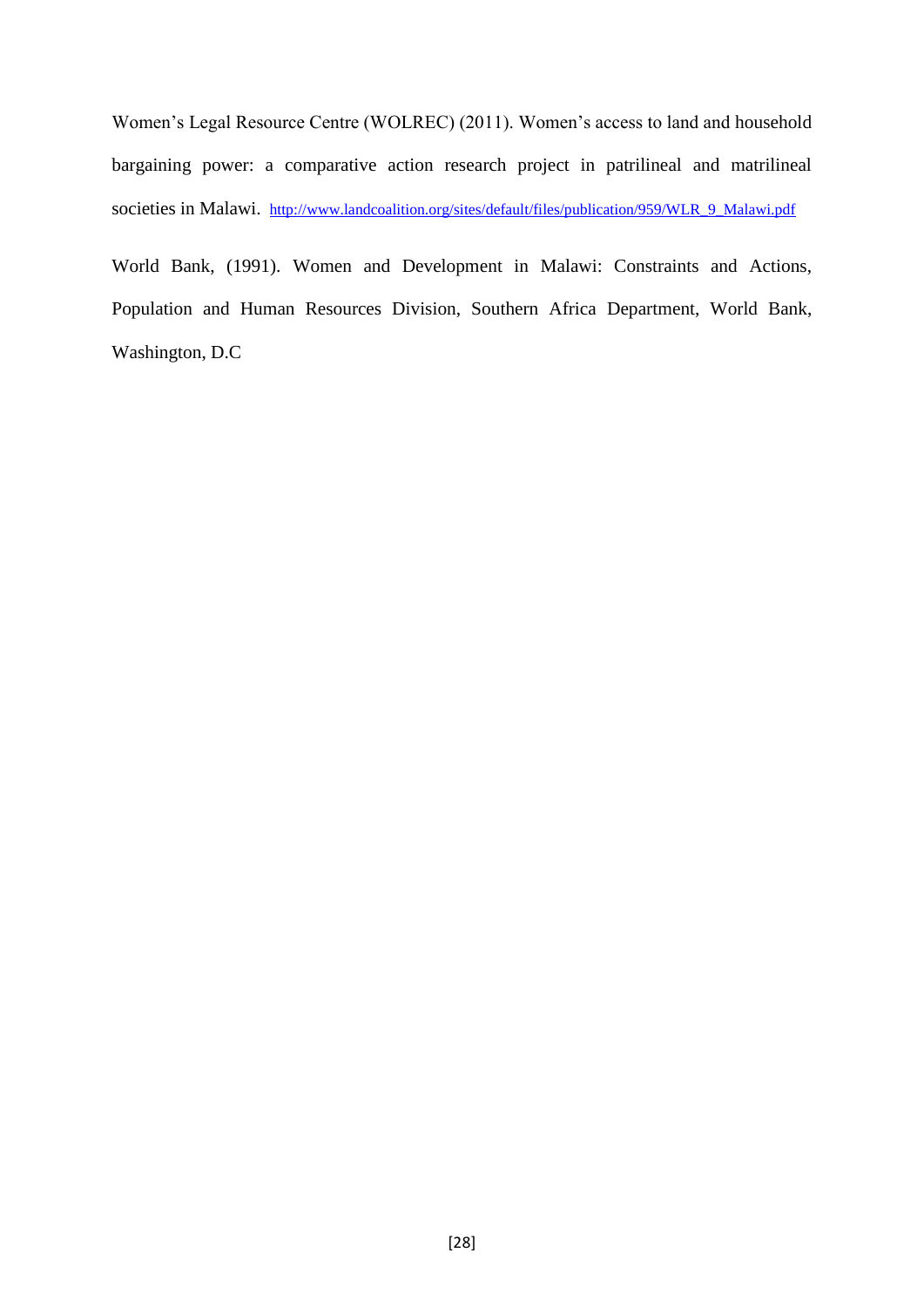Women's Legal Resource Centre (WOLREC) (2011). Women's access to land and household bargaining power: a comparative action research project in patrilineal and matrilineal societies in Malawi. http://www.landcoalition.org/sites/default/files/publication/959/WLR_9_Malawi.pdf

World Bank, (1991). Women and Development in Malawi: Constraints and Actions, Population and Human Resources Division, Southern Africa Department, World Bank, Washington, D.C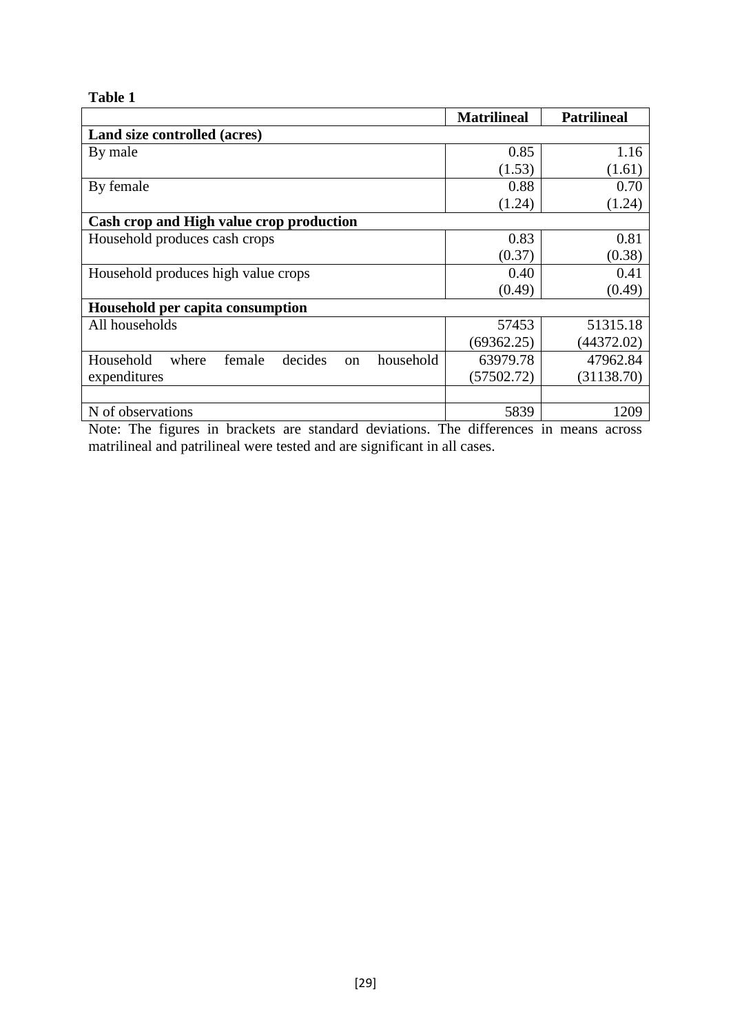**Table 1**

| | **Matrilineal** | **Patrilineal** |
|---|---|---|
| **Land size controlled (acres)** | | |
| By male | 0.85 | 1.16 |
| | (1.53) | (1.61) |
| By female | 0.88 | 0.70 |
| | (1.24) | (1.24) |
| **Cash crop and High value crop production** | | |
| Household produces cash crops | 0.83 | 0.81 |
| | (0.37) | (0.38) |
| Household produces high value crops | 0.40 | 0.41 |
| | (0.49) | (0.49) |
| **Household per capita consumption** | | |
| All households | 57453 | 51315.18 |
| | (69362.25) | (44372.02) |
| Household where female decides on household expenditures | 63979.78 | 47962.84 |
| | (57502.72) | (31138.70) |
| | | |
| N of observations | 5839 | 1209 |

Note: The figures in brackets are standard deviations. The differences in means across matrilineal and patrilineal were tested and are significant in all cases.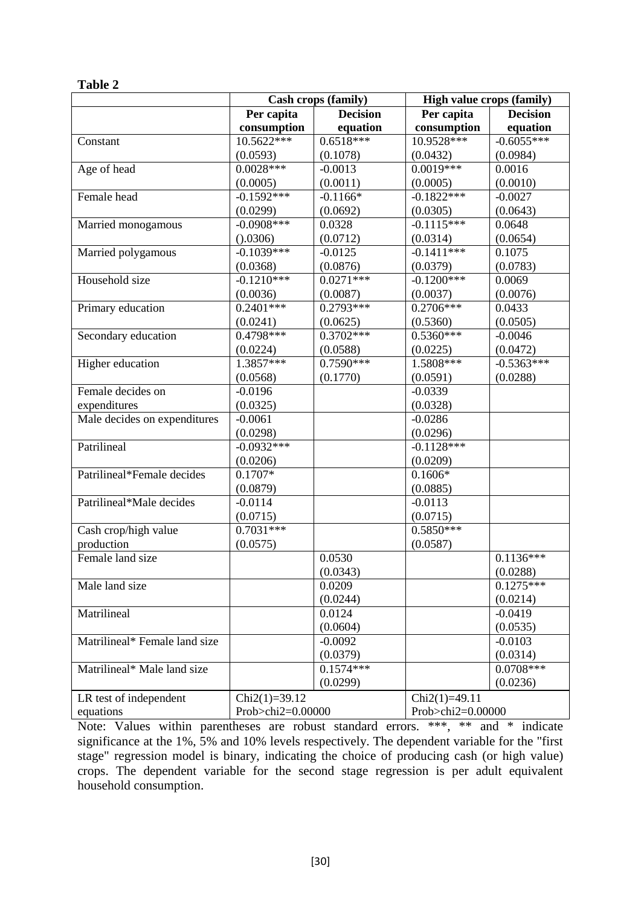**Table 2**

| | Cash crops (family) | | High value crops (family) | |
|---|---|---|---|---|
| | Per capita consumption | Decision equation | Per capita consumption | Decision equation |
| Constant | 10.5622*** | 0.6518*** | 10.9528*** | -0.6055*** |
| | (0.0593) | (0.1078) | (0.0432) | (0.0984) |
| Age of head | 0.0028*** | -0.0013 | 0.0019*** | 0.0016 |
| | (0.0005) | (0.0011) | (0.0005) | (0.0010) |
| Female head | -0.1592*** | -0.1166* | -0.1822*** | -0.0027 |
| | (0.0299) | (0.0692) | (0.0305) | (0.0643) |
| Married monogamous | -0.0908*** | 0.0328 | -0.1115*** | 0.0648 |
| | ().0306) | (0.0712) | (0.0314) | (0.0654) |
| Married polygamous | -0.1039*** | -0.0125 | -0.1411*** | 0.1075 |
| | (0.0368) | (0.0876) | (0.0379) | (0.0783) |
| Household size | -0.1210*** | 0.0271*** | -0.1200*** | 0.0069 |
| | (0.0036) | (0.0087) | (0.0037) | (0.0076) |
| Primary education | 0.2401*** | 0.2793*** | 0.2706*** | 0.0433 |
| | (0.0241) | (0.0625) | (0.5360) | (0.0505) |
| Secondary education | 0.4798*** | 0.3702*** | 0.5360*** | -0.0046 |
| | (0.0224) | (0.0588) | (0.0225) | (0.0472) |
| Higher education | 1.3857*** | 0.7590*** | 1.5808*** | -0.5363*** |
| | (0.0568) | (0.1770) | (0.0591) | (0.0288) |
| Female decides on expenditures | -0.0196 | | -0.0339 | |
| | (0.0325) | | (0.0328) | |
| Male decides on expenditures | -0.0061 | | -0.0286 | |
| | (0.0298) | | (0.0296) | |
| Patrilineal | -0.0932*** | | -0.1128*** | |
| | (0.0206) | | (0.0209) | |
| Patrilineal*Female decides | 0.1707* | | 0.1606* | |
| | (0.0879) | | (0.0885) | |
| Patrilineal*Male decides | -0.0114 | | -0.0113 | |
| | (0.0715) | | (0.0715) | |
| Cash crop/high value production | 0.7031*** | | 0.5850*** | |
| | (0.0575) | | (0.0587) | |
| Female land size | | 0.0530 | | 0.1136*** |
| | | (0.0343) | | (0.0288) |
| Male land size | | 0.0209 | | 0.1275*** |
| | | (0.0244) | | (0.0214) |
| Matrilineal | | 0.0124 | | -0.0419 |
| | | (0.0604) | | (0.0535) |
| Matrilineal* Female land size | | -0.0092 | | -0.0103 |
| | | (0.0379) | | (0.0314) |
| Matrilineal* Male land size | | 0.1574*** | | 0.0708*** |
| | | (0.0299) | | (0.0236) |
| LR test of independent equations | Chi2(1)=39.12 Prob>chi2=0.00000 | | Chi2(1)=49.11 Prob>chi2=0.00000 | |

Note: Values within parentheses are robust standard errors. ***, ** and * indicate significance at the 1%, 5% and 10% levels respectively. The dependent variable for the "first stage" regression model is binary, indicating the choice of producing cash (or high value) crops. The dependent variable for the second stage regression is per adult equivalent household consumption.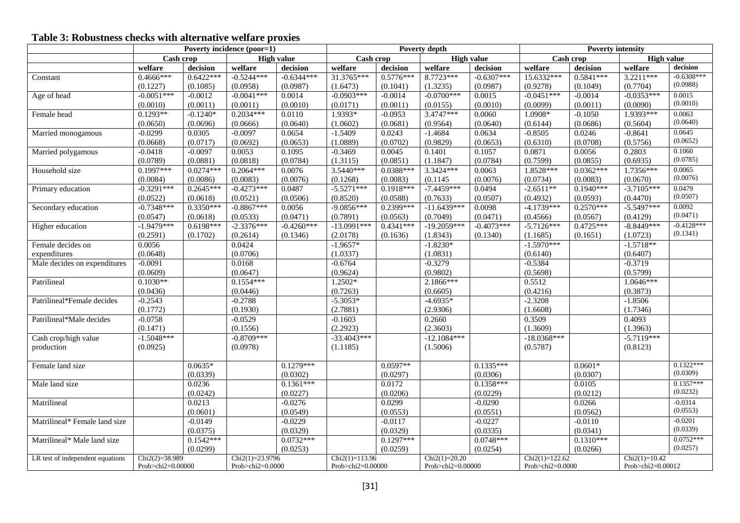**Table 3: Robustness checks with alternative welfare proxies**

| | Poverty incidence (poor=1) | | | | Poverty depth | | | | Poverty intensity | | | |
|---|---|---|---|---|---|---|---|---|---|---|---|---|
| | Cash crop | | High value | | Cash crop | | High value | | Cash crop | | High value | |
| | welfare | decision | welfare | decision | welfare | decision | welfare | decision | welfare | decision | welfare | decision |
| Constant | 0.4666*** | 0.6422*** | -0.5244*** | -0.6344*** | 31.3765*** | 0.5776*** | 8.7723*** | -0.6307*** | 15.6332*** | 0.5841*** | 3.2211*** | -0.6308*** |
| | (0.1227) | (0.1085) | (0.0958) | (0.0987) | (1.6473) | (0.1041) | (1.3235) | (0.0987) | (0.9278) | (0.1049) | (0.7704) | (0.0988) |
| Age of head | -0.0051*** | -0.0012 | -0.0041*** | 0.0014 | -0.0903*** | -0.0014 | -0.0700*** | 0.0015 | -0.0451*** | -0.0014 | -0.0353*** | 0.0015 |
| | (0.0010) | (0.0011) | (0.0011) | (0.0010) | (0.0171) | (0.0011) | (0.0155) | (0.0010) | (0.0099) | (0.0011) | (0.0090) | (0.0010) |
| Female head | 0.1293** | -0.1240* | 0.2034*** | 0.0110 | 1.9393* | -0.0953 | 3.4747*** | 0.0060 | 1.0908* | -0.1050 | 1.9393*** | 0.0063 |
| | (0.0650) | (0.0696) | (0.0666) | (0.0640) | (1.0602) | (0.0681) | (0.9564) | (0.0640) | (0.6144) | (0.0686) | (0.5604) | (0.0640) |
| Married monogamous | -0.0299 | 0.0305 | -0.0097 | 0.0654 | -1.5409 | 0.0243 | -1.4684 | 0.0634 | -0.8505 | 0.0246 | -0.8641 | 0.0645 |
| | (0.0668) | (0.0717) | (0.0692) | (0.0653) | (1.0889) | (0.0702) | (0.9829) | (0.0653) | (0.6310) | (0.0708) | (0.5756) | (0.0652) |
| Married polygamous | -0.0418 | -0.0097 | 0.0053 | 0.1095 | -0.3469 | 0.0045 | 0.1401 | 0.1057 | 0.0871 | 0.0056 | 0.2803 | 0.1060 |
| | (0.0789) | (0.0881) | (0.0818) | (0.0784) | (1.3115) | (0.0851) | (1.1847) | (0.0784) | (0.7599) | (0.0855) | (0.6935) | (0.0785) |
| Household size | 0.1997*** | 0.0274*** | 0.2064*** | 0.0076 | 3.5440*** | 0.0388*** | 3.3424*** | 0.0063 | 1.8528*** | 0.0362*** | 1.7356*** | 0.0065 |
| | (0.0084) | (0.0086) | (0.0083) | (0.0076) | (0.1268) | (0.0083) | (0.1145 | (0.0076) | (0.0734) | (0.0083) | (0.0670) | (0.0076) |
| Primary education | -0.3291*** | 0.2645*** | -0.4273*** | 0.0487 | -5.5271*** | 0.1918*** | -7.4459*** | 0.0494 | -2.6511** | 0.1940*** | -3.7105*** | 0.0479 |
| | (0.0522) | (0.0618) | (0.0521) | (0.0506) | (0.8520) | (0.0588) | (0.7633) | (0.0507) | (0.4932) | (0.0593) | (0.4470) | (0.0507) |
| Secondary education | -0.7348*** | 0.3350*** | -0.8867*** | 0.0056 | -9.0856*** | 0.2399*** | -11.6439*** | 0.0098 | -4.1739*** | 0.2570*** | -5.5497*** | 0.0092 |
| | (0.0547) | (0.0618) | (0.0533) | (0.0471) | (0.7891) | (0.0563) | (0.7049) | (0.0471) | (0.4566) | (0.0567) | (0.4129) | (0.0471) |
| Higher education | -1.9479*** | 0.6198*** | -2.3376*** | -0.4260*** | -13.0991*** | 0.4341*** | -19.2059*** | -0.4073*** | -5.7126*** | 0.4725*** | -8.8449*** | -0.4128*** |
| | (0.2591) | (0.1702) | (0.2614) | (0.1346) | (2.0178) | (0.1636) | (1.8343) | (0.1340) | (1.1685) | (0.1651) | (1.0723) | (0.1341) |
| Female decides on expenditures | 0.0056 | | 0.0424 | | -1.9657* | | -1.8230* | | -1.5970*** | | -1.5718** | |
| | (0.0648) | | (0.0706) | | (1.0337) | | (1.0831) | | (0.6140) | | (0.6407) | |
| Male decides on expenditures | -0.0091 | | 0.0168 | | -0.6764 | | -0.3279 | | -0.5384 | | -0.3719 | |
| | (0.0609) | | (0.0647) | | (0.9624) | | (0.9802) | | (0.5698) | | (0.5799) | |
| Patrilineal | 0.1030** | | 0.1554*** | | 1.2502* | | 2.1866*** | | 0.5512 | | 1.0646*** | |
| | (0.0436) | | (0.0446) | | (0.7263) | | (0.6605) | | (0.4216) | | (0.3873) | |
| Patrilineal*Female decides | -0.2543 | | -0.2788 | | -5.3053* | | -4.6935* | | -2.3208 | | -1.8506 | |
| | (0.1772) | | (0.1930) | | (2.7881) | | (2.9306) | | (1.6608) | | (1.7346) | |
| Patrilineal*Male decides | -0.0758 | | -0.0529 | | -0.1603 | | 0.2660 | | 0.3509 | | 0.4093 | |
| | (0.1471) | | (0.1556) | | (2.2923) | | (2.3603) | | (1.3609) | | (1.3963) | |
| Cash crop/high value production | -1.5048*** | | -0.8709*** | | -33.4043*** | | -12.1084*** | | -18.0368*** | | -5.7119*** | |
| | (0.0925) | | (0.0978) | | (1.1185) | | (1.5006) | | (0.5787) | | (0.8123) | |
| Female land size | | 0.0635* | | 0.1279*** | | 0.0597** | | 0.1335*** | | 0.0601* | | 0.1322*** |
| | | (0.0339) | | (0.0302) | | (0.0297) | | (0.0306) | | (0.0307) | | (0.0309) |
| Male land size | | 0.0236 | | 0.1361*** | | 0.0172 | | 0.1358*** | | 0.0105 | | 0.1357*** |
| | | (0.0242) | | (0.0227) | | (0.0206) | | (0.0229) | | (0.0212) | | (0.0232) |
| Matrilineal | | 0.0213 | | -0.0276 | | 0.0299 | | -0.0290 | | 0.0266 | | -0.0314 |
| | | (0.0601) | | (0.0549) | | (0.0553) | | (0.0551) | | (0.0562) | | (0.0553) |
| Matrilineal* Female land size | | -0.0149 | | -0.0229 | | -0.0117 | | -0.0227 | | -0.0110 | | -0.0201 |
| | | (0.0375) | | (0.0329) | | (0.0329) | | (0.0335) | | (0.0341) | | (0.0339) |
| Matrilineal* Male land size | | 0.1542*** | | 0.0732*** | | 0.1297*** | | 0.0748*** | | 0.1310*** | | 0.0752*** |
| | | (0.0299) | | (0.0253) | | (0.0259) | | (0.0254) | | (0.0266) | | (0.0257) |
| LR test of independent equations | Chi2(2)=38.989 Prob>chi2=0.00000 | | Chi2(1)=23.9796 Prob>chi2=0.0000 | | Chi2(1)=113.96 Prob>chi2=0.00000 | | Chi2(1)=20.20 Prob>chi2=0.00000 | | Chi2(1)=122.62 Prob>chi2=0.0000 | | Chi2(1)=10.42 Prob>chi2=0.00012 | |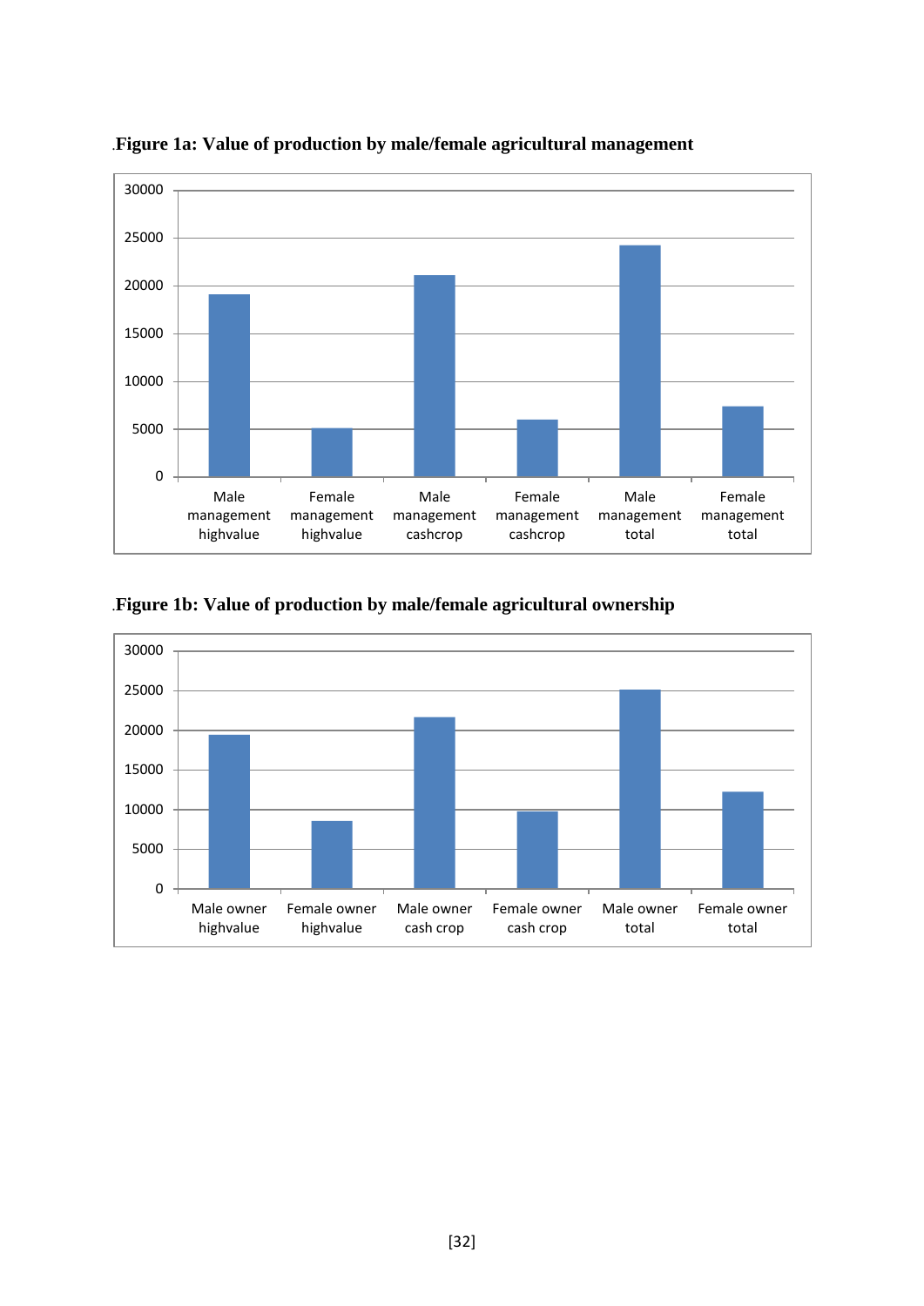**Figure 1a: Value of production by male/female agricultural management**

**Figure 1b: Value of production by male/female agricultural ownership**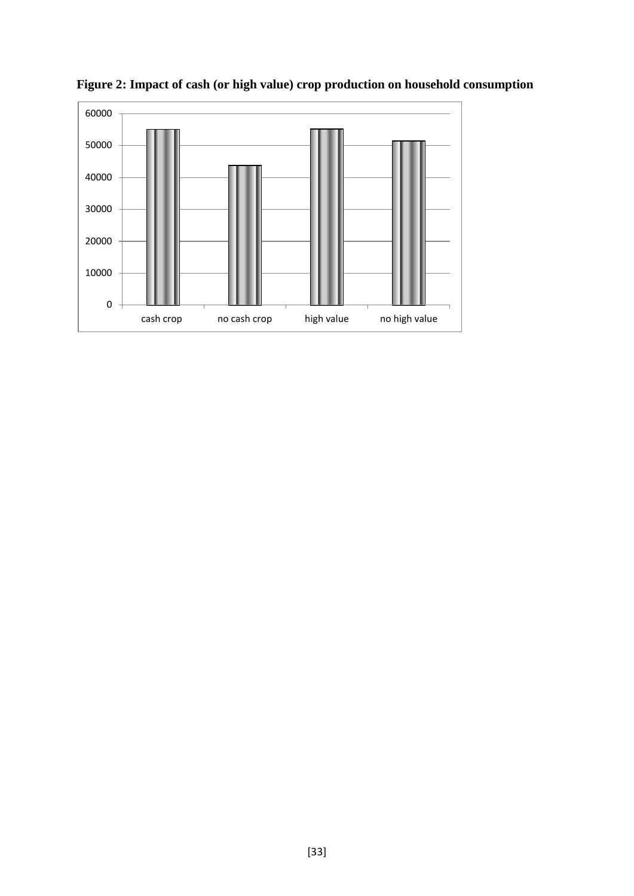**Figure 2: Impact of cash (or high value) crop production on household consumption**

60000
50000
40000
30000
20000
10000
0

cash crop
no cash crop
high value
no high value